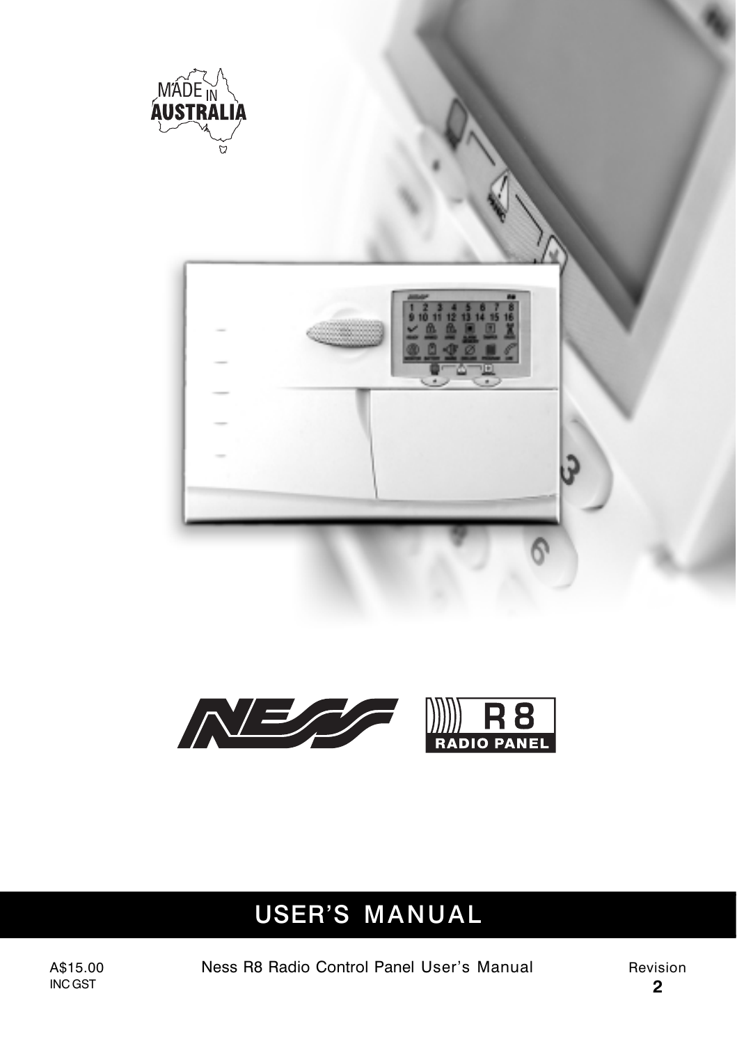MADE IN AUSTRALIA

NESS

R8 RADIO PANEL

# USER'S MANUAL

A$15.00
INC GST

Ness R8 Radio Control Panel User's Manual

Revision
2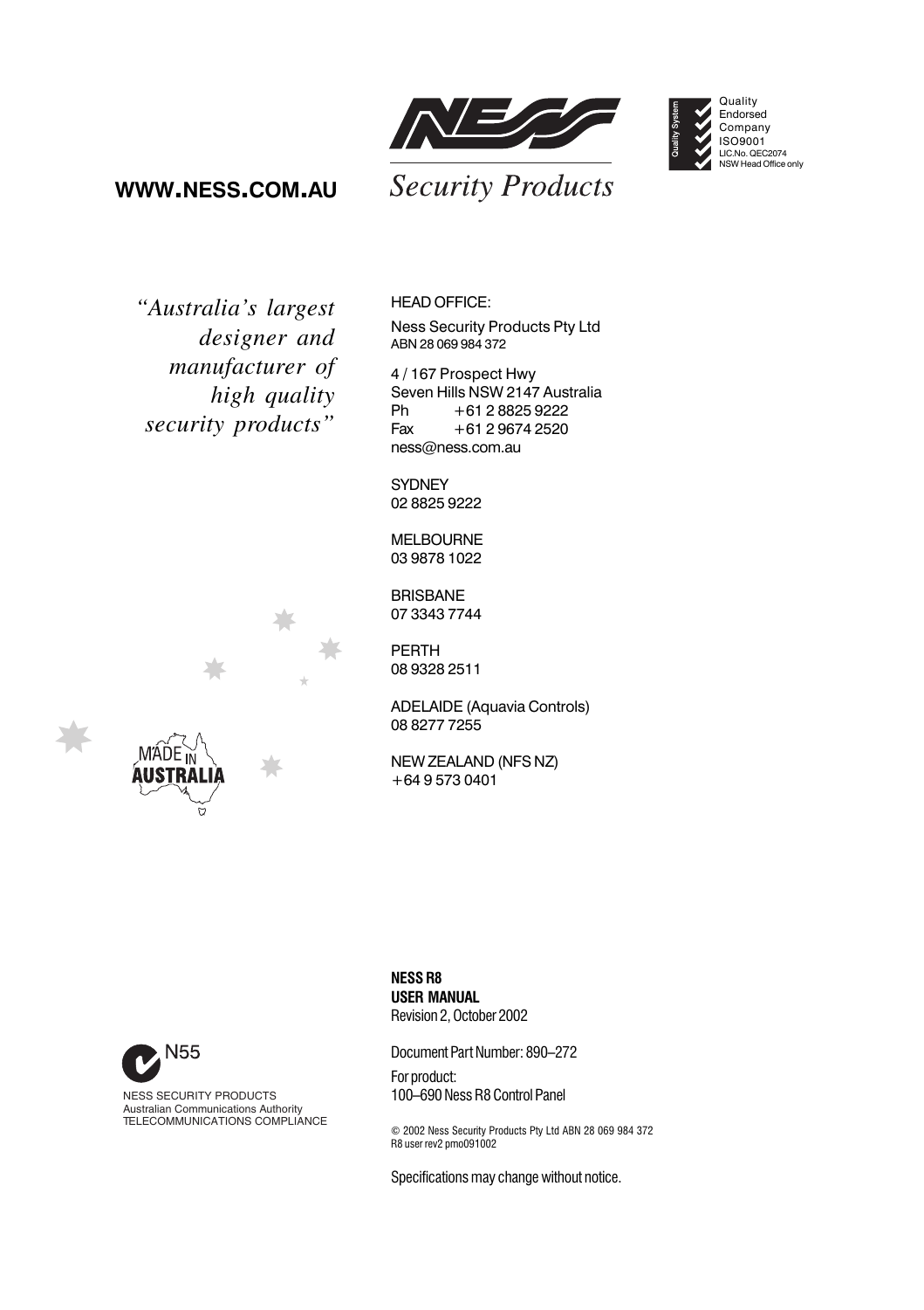**WWW.NESS.COM.AU**

*Security Products*

Quality System
Quality Endorsed Company
ISO9001
LIC.No. QEC2074
NSW Head Office only

*"Australia's largest designer and manufacturer of high quality security products"*

HEAD OFFICE:

Ness Security Products Pty Ltd
ABN 28 069 984 372

4 / 167 Prospect Hwy
Seven Hills NSW 2147 Australia
Ph +61 2 8825 9222
Fax +61 2 9674 2520
ness@ness.com.au

SYDNEY
02 8825 9222

MELBOURNE
03 9878 1022

BRISBANE
07 3343 7744

PERTH
08 9328 2511

ADELAIDE (Aquavia Controls)
08 8277 7255

NEW ZEALAND (NFS NZ)
+64 9 573 0401

MADE IN AUSTRALIA

N55
NESS SECURITY PRODUCTS
Australian Communications Authority
TELECOMMUNICATIONS COMPLIANCE

**NESS R8**
**USER MANUAL**
Revision 2, October 2002

Document Part Number: 890–272

For product:
100–690 Ness R8 Control Panel

© 2002 Ness Security Products Pty Ltd ABN 28 069 984 372
R8 user rev2 pmo091002

Specifications may change without notice.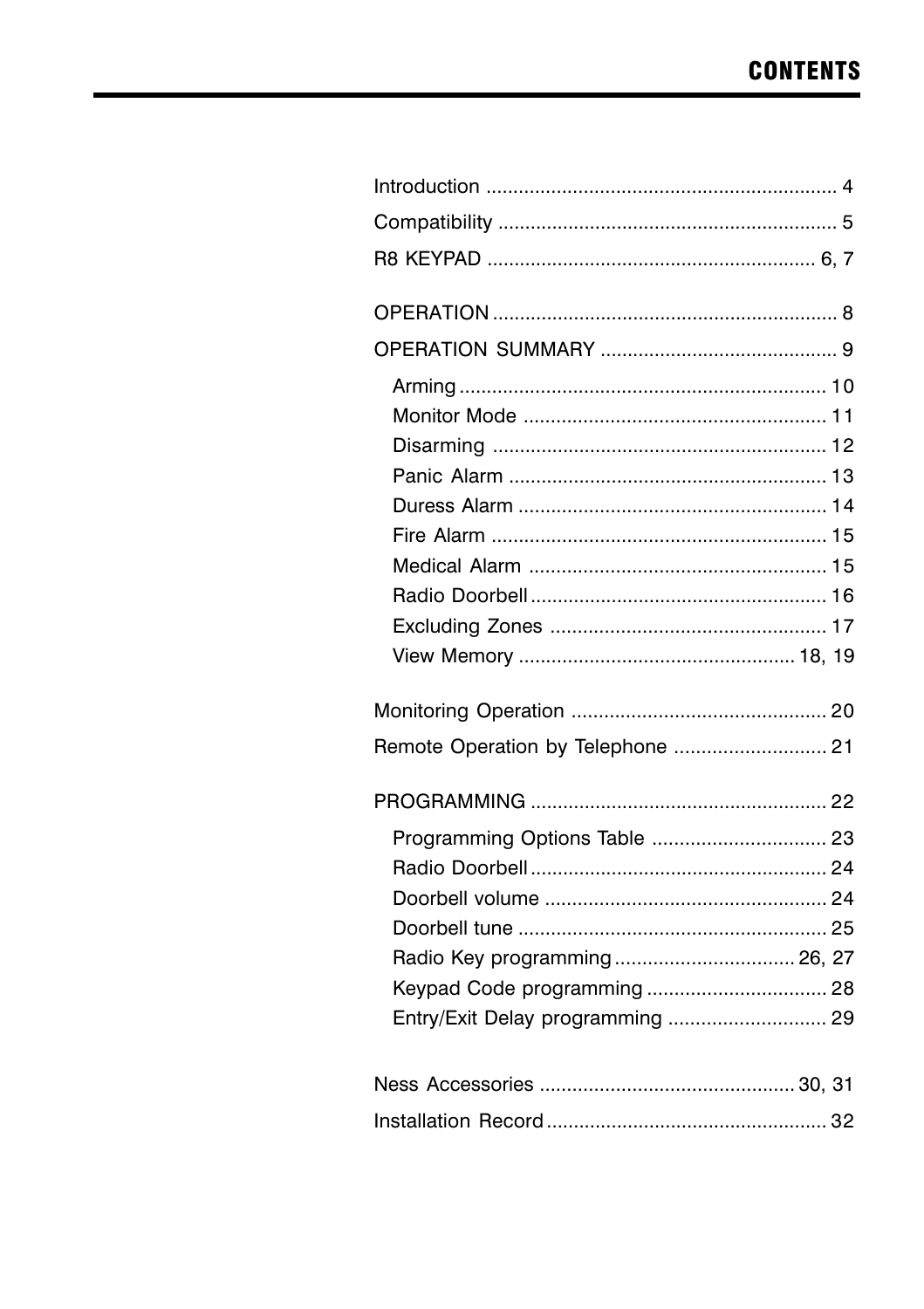# CONTENTS

Introduction ................................................................ 4

Compatibility .............................................................. 5

R8 KEYPAD ............................................................ 6, 7

OPERATION ............................................................... 8

OPERATION SUMMARY ........................................... 9

- Arming ................................................................... 10
- Monitor Mode ....................................................... 11
- Disarming ............................................................. 12
- Panic Alarm .......................................................... 13
- Duress Alarm ........................................................ 14
- Fire Alarm ............................................................. 15
- Medical Alarm ...................................................... 15
- Radio Doorbell ...................................................... 16
- Excluding Zones .................................................. 17
- View Memory .................................................. 18, 19

Monitoring Operation ............................................... 20

Remote Operation by Telephone ............................ 21

PROGRAMMING ...................................................... 22

- Programming Options Table ................................ 23
- Radio Doorbell ...................................................... 24
- Doorbell volume ................................................... 24
- Doorbell tune ........................................................ 25
- Radio Key programming ................................. 26, 27
- Keypad Code programming ................................. 28
- Entry/Exit Delay programming ............................. 29

Ness Accessories ............................................... 30, 31

Installation Record ................................................... 32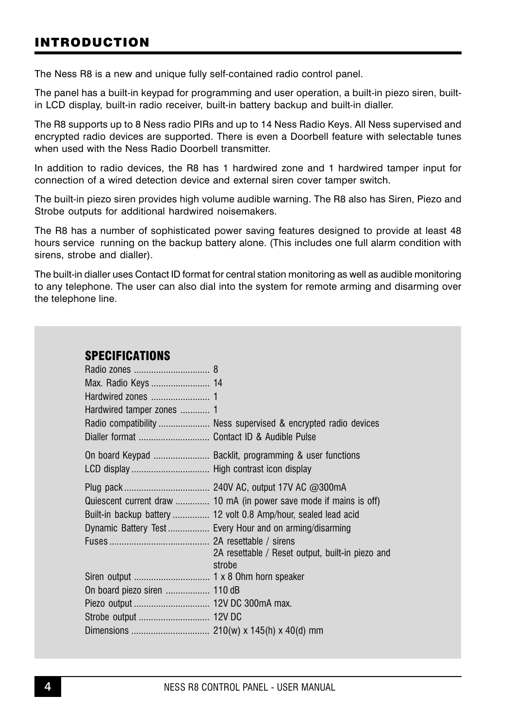# INTRODUCTION

The Ness R8 is a new and unique fully self-contained radio control panel.

The panel has a built-in keypad for programming and user operation, a built-in piezo siren, built-in LCD display, built-in radio receiver, built-in battery backup and built-in dialler.

The R8 supports up to 8 Ness radio PIRs and up to 14 Ness Radio Keys. All Ness supervised and encrypted radio devices are supported. There is even a Doorbell feature with selectable tunes when used with the Ness Radio Doorbell transmitter.

In addition to radio devices, the R8 has 1 hardwired zone and 1 hardwired tamper input for connection of a wired detection device and external siren cover tamper switch.

The built-in piezo siren provides high volume audible warning. The R8 also has Siren, Piezo and Strobe outputs for additional hardwired noisemakers.

The R8 has a number of sophisticated power saving features designed to provide at least 48 hours service running on the backup battery alone. (This includes one full alarm condition with sirens, strobe and dialler).

The built-in dialler uses Contact ID format for central station monitoring as well as audible monitoring to any telephone. The user can also dial into the system for remote arming and disarming over the telephone line.

## SPECIFICATIONS

| Specification | Value |
|---|---|
| Radio zones | 8 |
| Max. Radio Keys | 14 |
| Hardwired zones | 1 |
| Hardwired tamper zones | 1 |
| Radio compatibility | Ness supervised & encrypted radio devices |
| Dialler format | Contact ID & Audible Pulse |
| On board Keypad | Backlit, programming & user functions |
| LCD display | High contrast icon display |
| Plug pack | 240V AC, output 17V AC @300mA |
| Quiescent current draw | 10 mA (in power save mode if mains is off) |
| Built-in backup battery | 12 volt 0.8 Amp/hour, sealed lead acid |
| Dynamic Battery Test | Every Hour and on arming/disarming |
| Fuses | 2A resettable / sirens<br>2A resettable / Reset output, built-in piezo and strobe |
| Siren output | 1 x 8 Ohm horn speaker |
| On board piezo siren | 110 dB |
| Piezo output | 12V DC 300mA max. |
| Strobe output | 12V DC |
| Dimensions | 210(w) x 145(h) x 40(d) mm |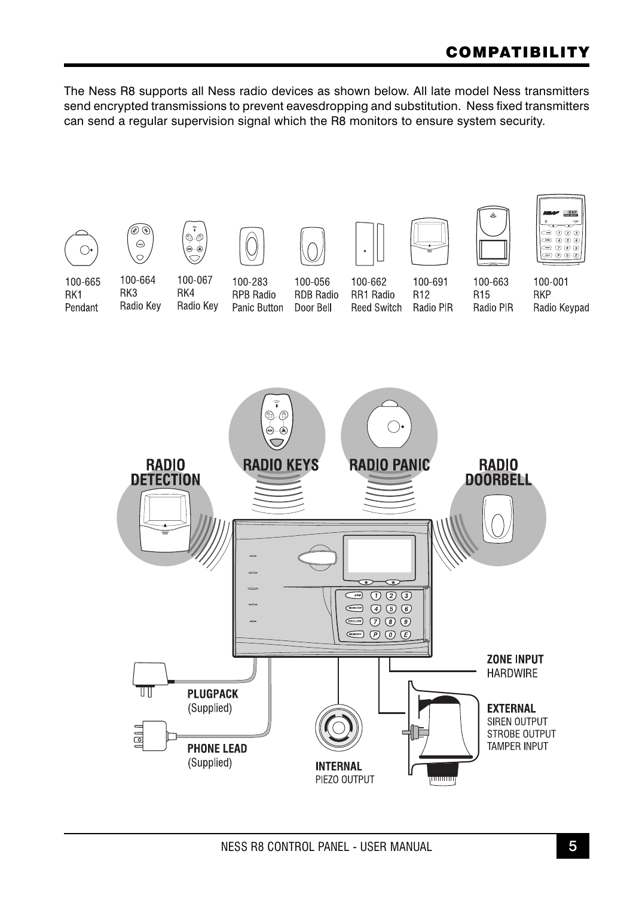## COMPATIBILITY

The Ness R8 supports all Ness radio devices as shown below. All late model Ness transmitters send encrypted transmissions to prevent eavesdropping and substitution. Ness fixed transmitters can send a regular supervision signal which the R8 monitors to ensure system security.

| 100-665 | 100-664 | 100-067 | 100-283 | 100-056 | 100-662 | 100-691 | 100-663 | 100-001 |
|---|---|---|---|---|---|---|---|---|
| RK1 | RK3 | RK4 | RPB Radio | RDB Radio | RR1 Radio | R12 | R15 | RKP |
| Pendant | Radio Key | Radio Key | Panic Button | Door Bell | Reed Switch | Radio PIR | Radio PIR | Radio Keypad |

RADIO DETECTION

RADIO KEYS

RADIO PANIC

RADIO DOORBELL

**PLUGPACK** (Supplied)

**PHONE LEAD** (Supplied)

**INTERNAL** PIEZO OUTPUT

**ZONE INPUT** HARDWIRE

**EXTERNAL** SIREN OUTPUT STROBE OUTPUT TAMPER INPUT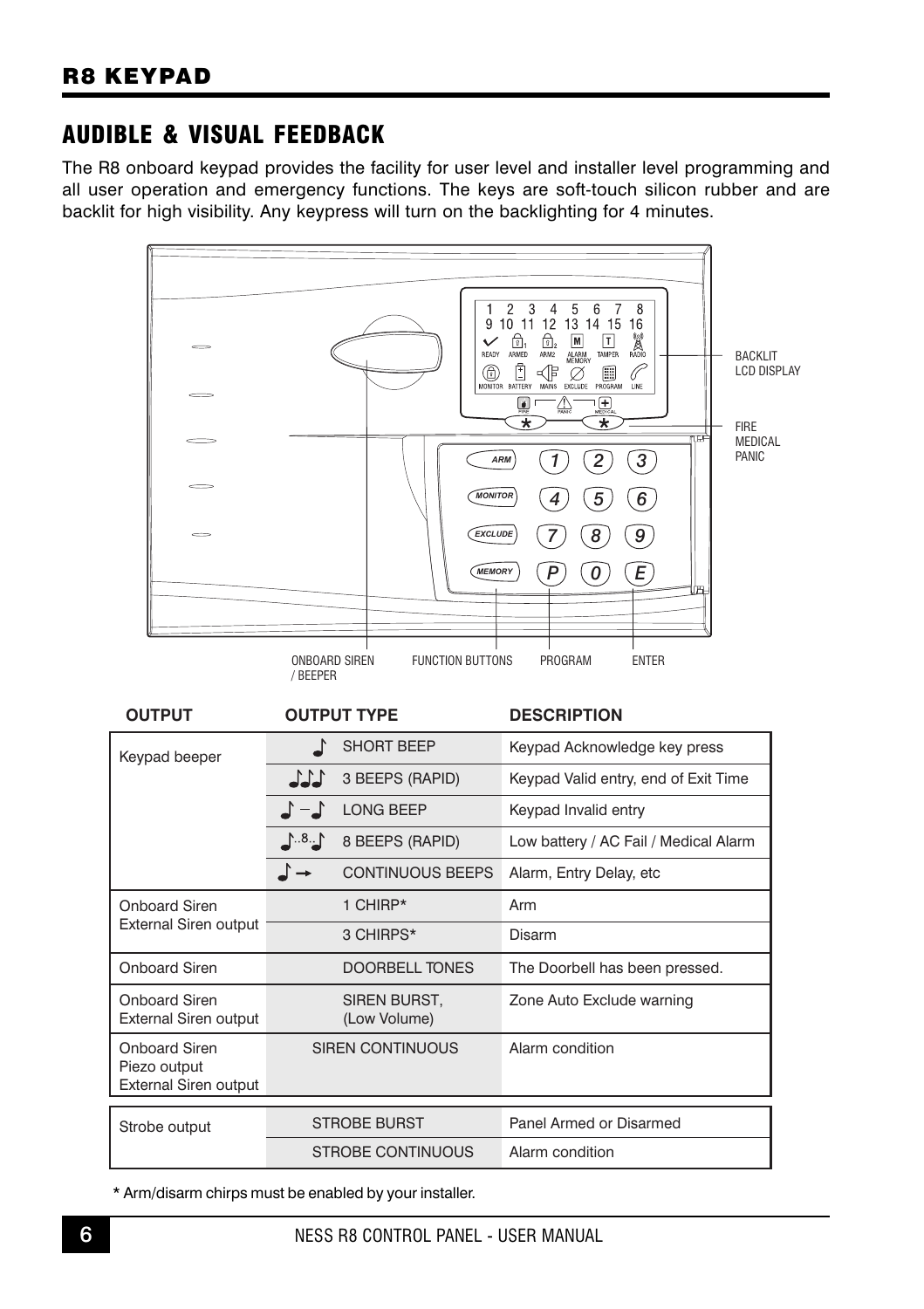## R8 KEYPAD

# AUDIBLE & VISUAL FEEDBACK

The R8 onboard keypad provides the facility for user level and installer level programming and all user operation and emergency functions. The keys are soft-touch silicon rubber and are backlit for high visibility. Any keypress will turn on the backlighting for 4 minutes.

BACKLIT LCD DISPLAY

FIRE MEDICAL PANIC

ONBOARD SIREN / BEEPER　FUNCTION BUTTONS　PROGRAM　ENTER

| OUTPUT | OUTPUT TYPE | DESCRIPTION |
|---|---|---|
| Keypad beeper | SHORT BEEP | Keypad Acknowledge key press |
| | 3 BEEPS (RAPID) | Keypad Valid entry, end of Exit Time |
| | LONG BEEP | Keypad Invalid entry |
| | 8 BEEPS (RAPID) | Low battery / AC Fail / Medical Alarm |
| | CONTINUOUS BEEPS | Alarm, Entry Delay, etc |
| Onboard Siren<br>External Siren output | 1 CHIRP* | Arm |
| | 3 CHIRPS* | Disarm |
| Onboard Siren | DOORBELL TONES | The Doorbell has been pressed. |
| Onboard Siren<br>External Siren output | SIREN BURST, (Low Volume) | Zone Auto Exclude warning |
| Onboard Siren<br>Piezo output<br>External Siren output | SIREN CONTINUOUS | Alarm condition |
| Strobe output | STROBE BURST | Panel Armed or Disarmed |
| | STROBE CONTINUOUS | Alarm condition |

* Arm/disarm chirps must be enabled by your installer.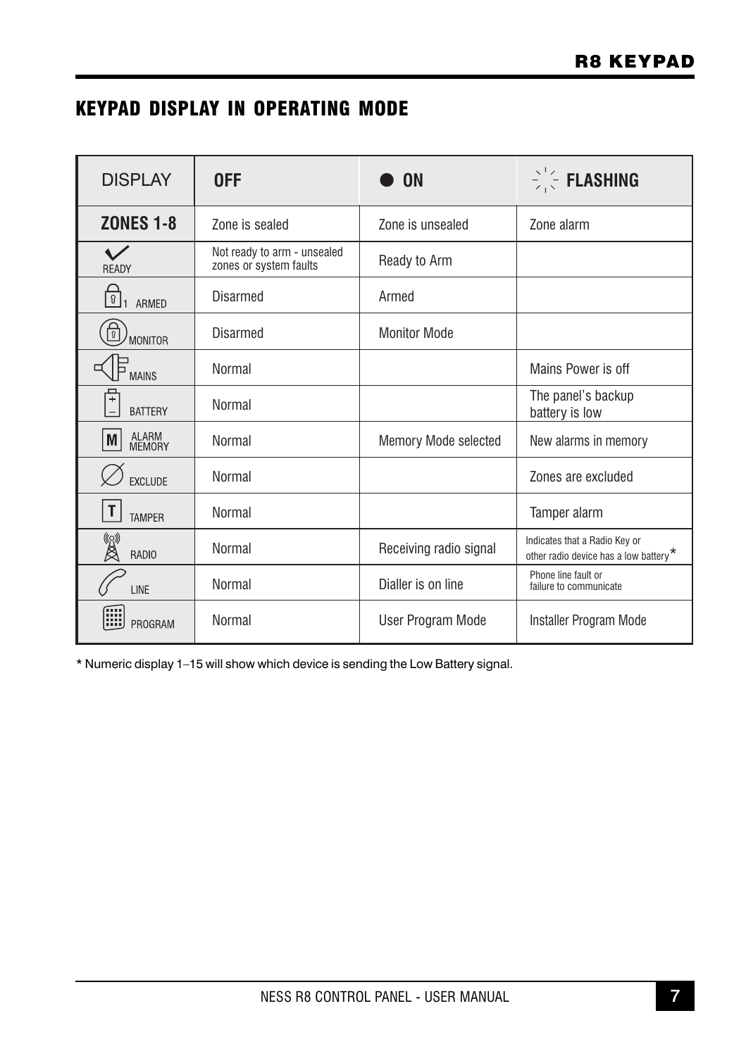## KEYPAD DISPLAY IN OPERATING MODE

| DISPLAY | OFF | ON | FLASHING |
| --- | --- | --- | --- |
| **ZONES 1-8** | Zone is sealed | Zone is unsealed | Zone alarm |
| READY | Not ready to arm - unsealed zones or system faults | Ready to Arm | |
| 1 ARMED | Disarmed | Armed | |
| MONITOR | Disarmed | Monitor Mode | |
| MAINS | Normal | | Mains Power is off |
| BATTERY | Normal | | The panel's backup battery is low |
| ALARM MEMORY | Normal | Memory Mode selected | New alarms in memory |
| EXCLUDE | Normal | | Zones are excluded |
| TAMPER | Normal | | Tamper alarm |
| RADIO | Normal | Receiving radio signal | Indicates that a Radio Key or other radio device has a low battery* |
| LINE | Normal | Dialler is on line | Phone line fault or failure to communicate |
| PROGRAM | Normal | User Program Mode | Installer Program Mode |

* Numeric display 1–15 will show which device is sending the Low Battery signal.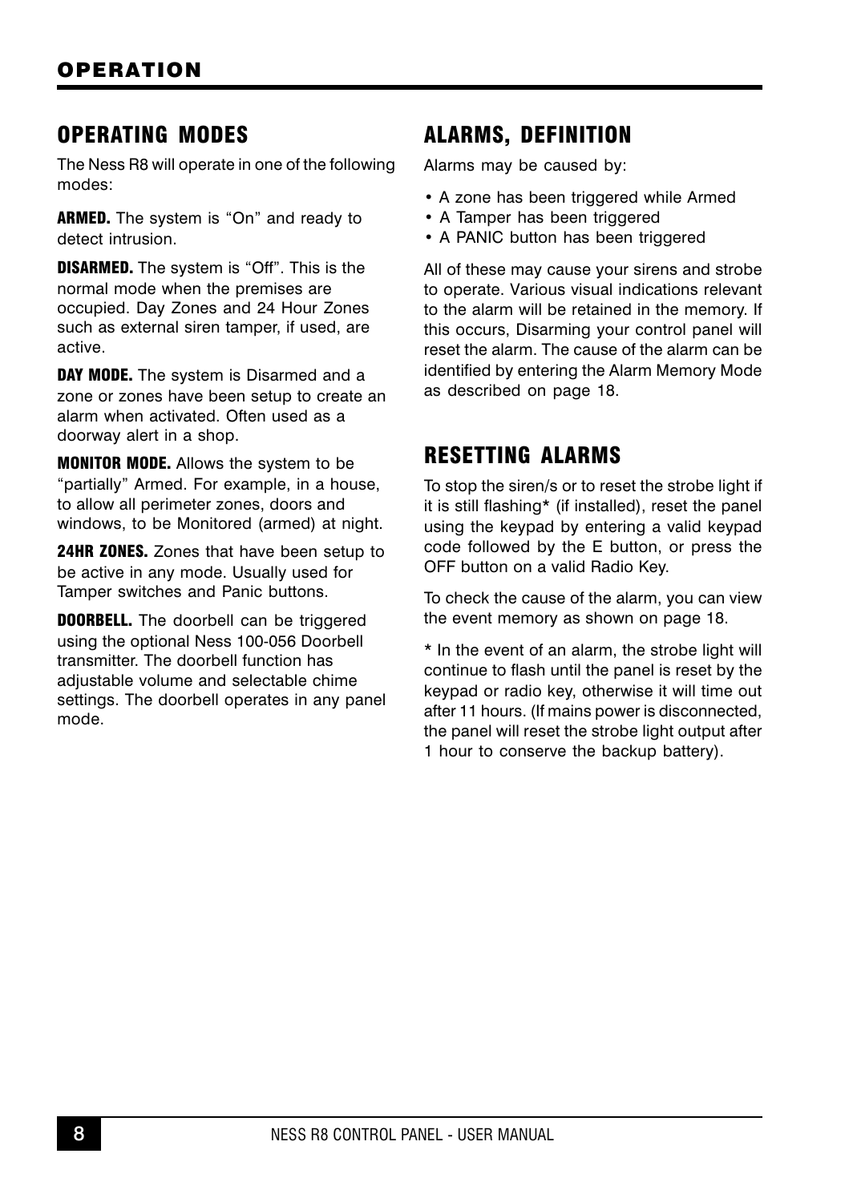# OPERATION

## OPERATING MODES

The Ness R8 will operate in one of the following modes:

**ARMED.** The system is "On" and ready to detect intrusion.

**DISARMED.** The system is "Off". This is the normal mode when the premises are occupied. Day Zones and 24 Hour Zones such as external siren tamper, if used, are active.

**DAY MODE.** The system is Disarmed and a zone or zones have been setup to create an alarm when activated. Often used as a doorway alert in a shop.

**MONITOR MODE.** Allows the system to be "partially" Armed. For example, in a house, to allow all perimeter zones, doors and windows, to be Monitored (armed) at night.

**24HR ZONES.** Zones that have been setup to be active in any mode. Usually used for Tamper switches and Panic buttons.

**DOORBELL.** The doorbell can be triggered using the optional Ness 100-056 Doorbell transmitter. The doorbell function has adjustable volume and selectable chime settings. The doorbell operates in any panel mode.

## ALARMS, DEFINITION

Alarms may be caused by:

- A zone has been triggered while Armed
- A Tamper has been triggered
- A PANIC button has been triggered

All of these may cause your sirens and strobe to operate. Various visual indications relevant to the alarm will be retained in the memory. If this occurs, Disarming your control panel will reset the alarm. The cause of the alarm can be identified by entering the Alarm Memory Mode as described on page 18.

## RESETTING ALARMS

To stop the siren/s or to reset the strobe light if it is still flashing* (if installed), reset the panel using the keypad by entering a valid keypad code followed by the E button, or press the OFF button on a valid Radio Key.

To check the cause of the alarm, you can view the event memory as shown on page 18.

* In the event of an alarm, the strobe light will continue to flash until the panel is reset by the keypad or radio key, otherwise it will time out after 11 hours. (If mains power is disconnected, the panel will reset the strobe light output after 1 hour to conserve the backup battery).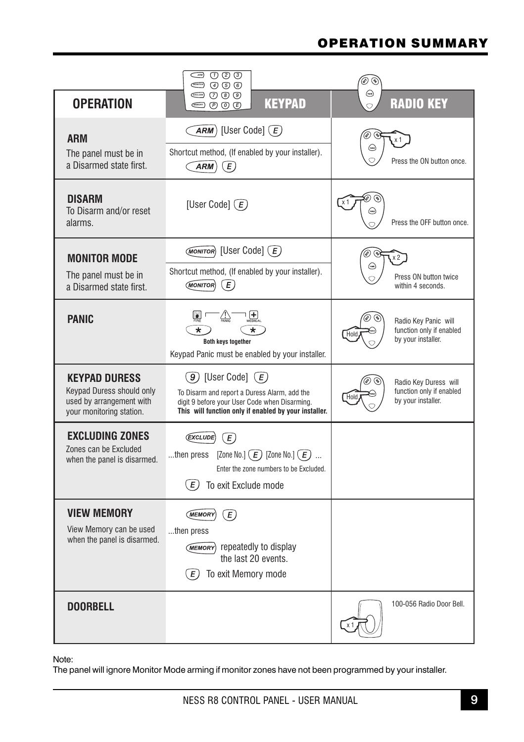# OPERATION SUMMARY

| OPERATION | KEYPAD | RADIO KEY |
|---|---|---|
| **ARM**<br>The panel must be in a Disarmed state first. | ARM [User Code] E<br>Shortcut method, (If enabled by your installer).<br>ARM E | x 1<br>Press the ON button once. |
| **DISARM**<br>To Disarm and/or reset alarms. | [User Code] E | x 1<br>Press the OFF button once. |
| **MONITOR MODE**<br>The panel must be in a Disarmed state first. | MONITOR [User Code] E<br>Shortcut method, (If enabled by your installer).<br>MONITOR E | x 2<br>Press ON button twice within 4 seconds. |
| **PANIC** | FIRE PANIC MEDICAL<br>* *<br>**Both keys together**<br>Keypad Panic must be enabled by your installer. | Hold<br>Radio Key Panic will function only if enabled by your installer. |
| **KEYPAD DURESS**<br>Keypad Duress should only used by arrangement with your monitoring station. | 9 [User Code] E<br>To Disarm and report a Duress Alarm, add the digit 9 before your User Code when Disarming.<br>**This will function only if enabled by your installer.** | Hold<br>Radio Key Duress will function only if enabled by your installer. |
| **EXCLUDING ZONES**<br>Zones can be Excluded when the panel is disarmed. | EXCLUDE E<br>...then press [Zone No.] E [Zone No.] E ...<br>Enter the zone numbers to be Excluded.<br>E To exit Exclude mode | |
| **VIEW MEMORY**<br>View Memory can be used when the panel is disarmed. | MEMORY E<br>...then press<br>MEMORY repeatedly to display the last 20 events.<br>E To exit Memory mode | |
| **DOORBELL** | | x 1<br>100-056 Radio Door Bell. |

Note:
The panel will ignore Monitor Mode arming if monitor zones have not been programmed by your installer.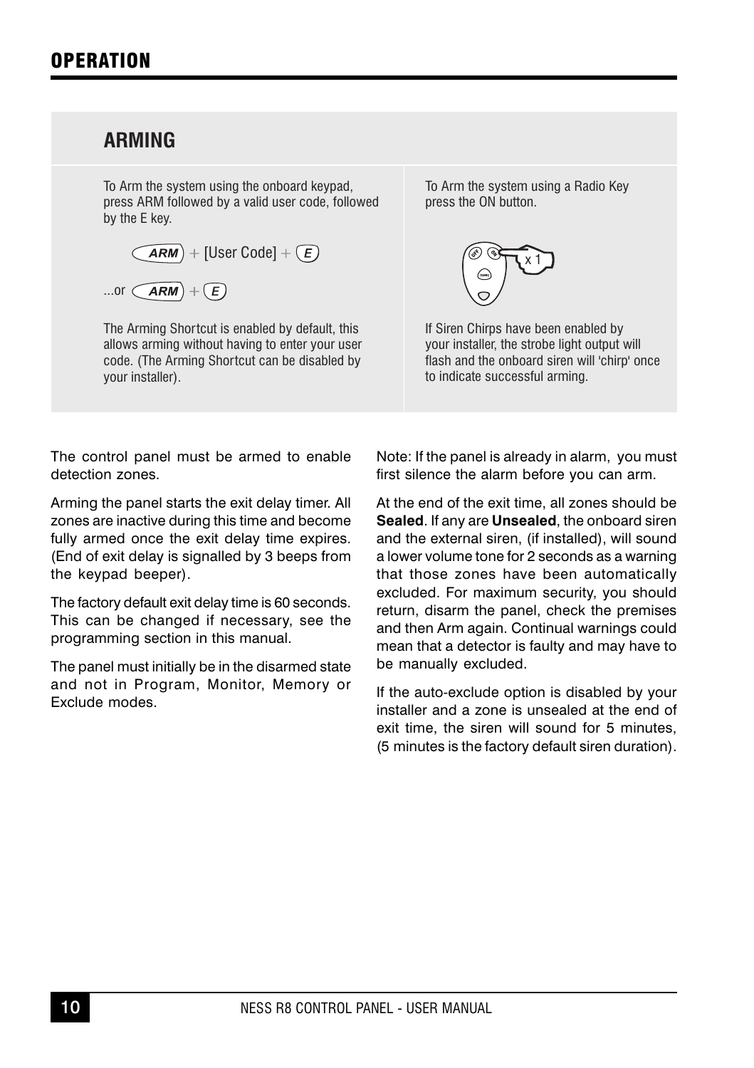# OPERATION

## ARMING

To Arm the system using the onboard keypad, press ARM followed by a valid user code, followed by the E key.

ARM + [User Code] + E

...or ARM + E

The Arming Shortcut is enabled by default, this allows arming without having to enter your user code. (The Arming Shortcut can be disabled by your installer).

To Arm the system using a Radio Key press the ON button.

x 1

If Siren Chirps have been enabled by your installer, the strobe light output will flash and the onboard siren will 'chirp' once to indicate successful arming.

The control panel must be armed to enable detection zones.

Arming the panel starts the exit delay timer. All zones are inactive during this time and become fully armed once the exit delay time expires. (End of exit delay is signalled by 3 beeps from the keypad beeper).

The factory default exit delay time is 60 seconds. This can be changed if necessary, see the programming section in this manual.

The panel must initially be in the disarmed state and not in Program, Monitor, Memory or Exclude modes.

Note: If the panel is already in alarm, you must first silence the alarm before you can arm.

At the end of the exit time, all zones should be **Sealed**. If any are **Unsealed**, the onboard siren and the external siren, (if installed), will sound a lower volume tone for 2 seconds as a warning that those zones have been automatically excluded. For maximum security, you should return, disarm the panel, check the premises and then Arm again. Continual warnings could mean that a detector is faulty and may have to be manually excluded.

If the auto-exclude option is disabled by your installer and a zone is unsealed at the end of exit time, the siren will sound for 5 minutes, (5 minutes is the factory default siren duration).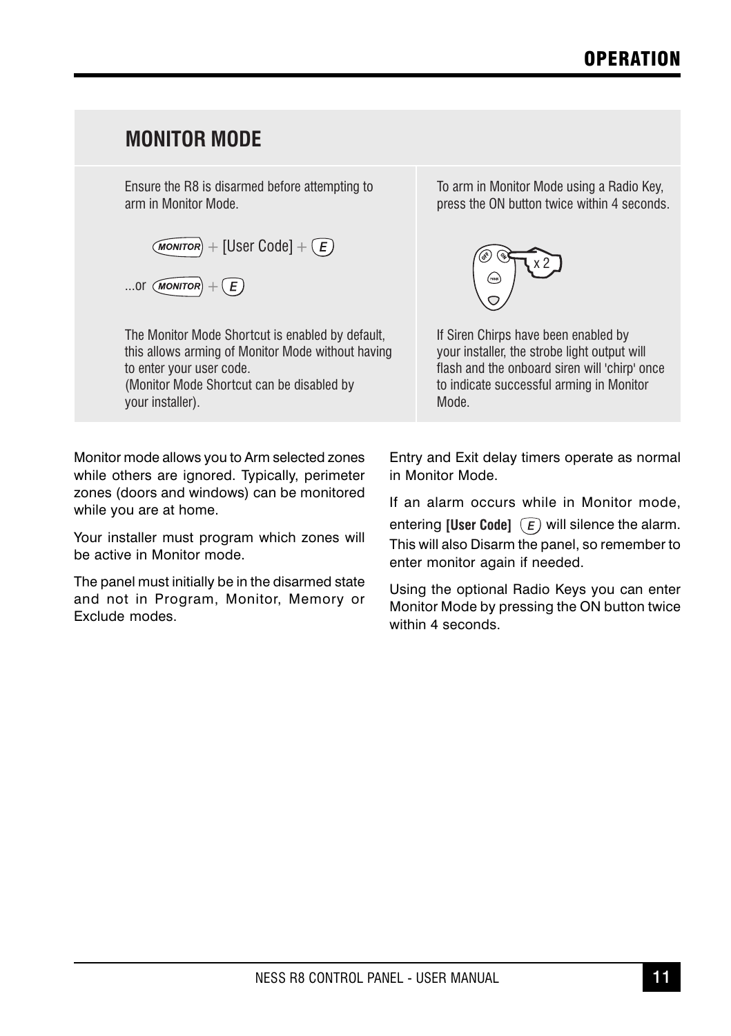## MONITOR MODE

Ensure the R8 is disarmed before attempting to arm in Monitor Mode.

MONITOR + [User Code] + E

...or MONITOR + E

The Monitor Mode Shortcut is enabled by default, this allows arming of Monitor Mode without having to enter your user code.
(Monitor Mode Shortcut can be disabled by your installer).

To arm in Monitor Mode using a Radio Key, press the ON button twice within 4 seconds.

x 2

If Siren Chirps have been enabled by your installer, the strobe light output will flash and the onboard siren will 'chirp' once to indicate successful arming in Monitor Mode.

Monitor mode allows you to Arm selected zones while others are ignored. Typically, perimeter zones (doors and windows) can be monitored while you are at home.

Your installer must program which zones will be active in Monitor mode.

The panel must initially be in the disarmed state and not in Program, Monitor, Memory or Exclude modes.

Entry and Exit delay timers operate as normal in Monitor Mode.

If an alarm occurs while in Monitor mode, entering **[User Code]** E will silence the alarm. This will also Disarm the panel, so remember to enter monitor again if needed.

Using the optional Radio Keys you can enter Monitor Mode by pressing the ON button twice within 4 seconds.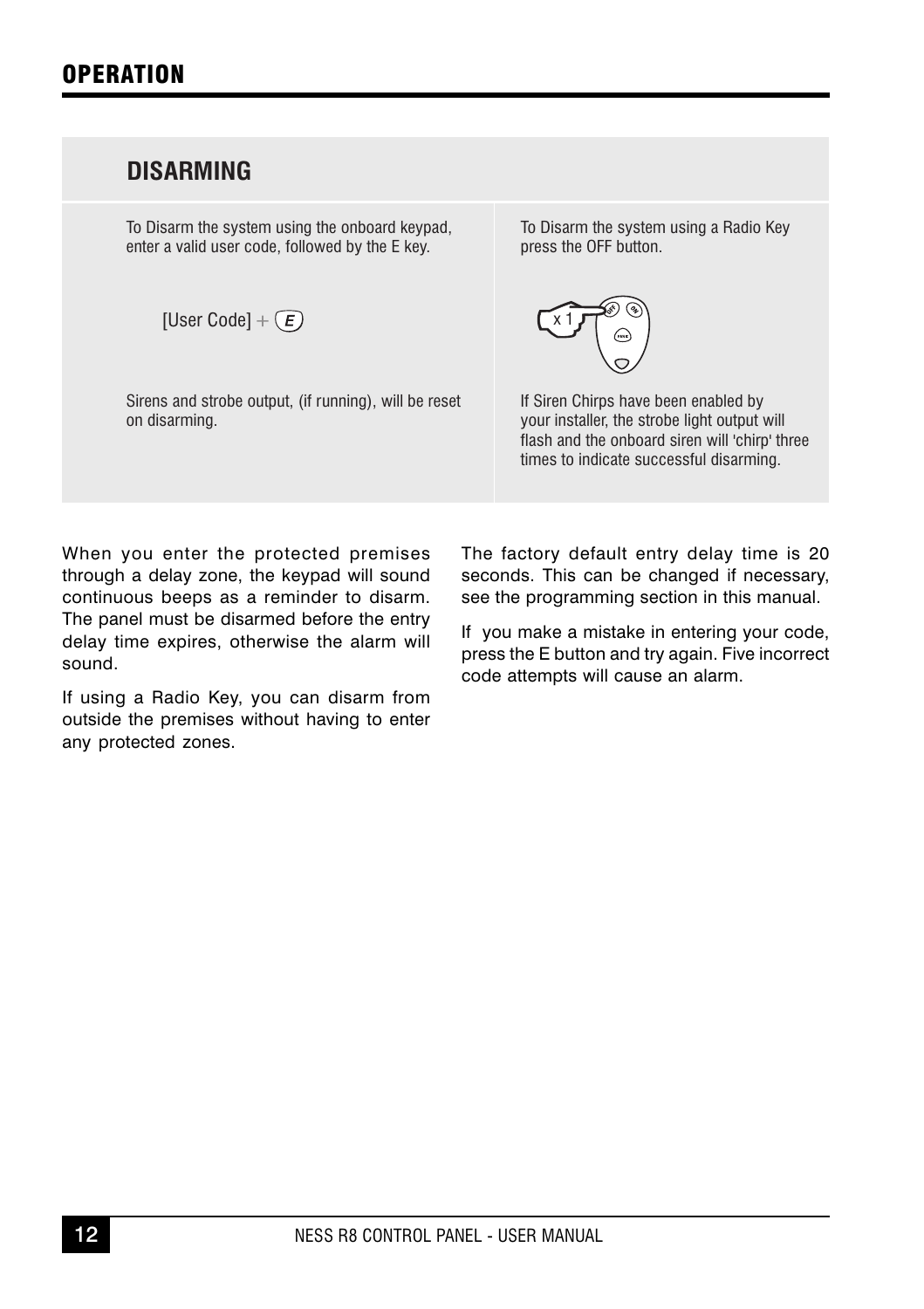# OPERATION

## DISARMING

To Disarm the system using the onboard keypad, enter a valid user code, followed by the E key.

[User Code] + E

Sirens and strobe output, (if running), will be reset on disarming.

To Disarm the system using a Radio Key press the OFF button.

x 1

If Siren Chirps have been enabled by your installer, the strobe light output will flash and the onboard siren will 'chirp' three times to indicate successful disarming.

When you enter the protected premises through a delay zone, the keypad will sound continuous beeps as a reminder to disarm. The panel must be disarmed before the entry delay time expires, otherwise the alarm will sound.

If using a Radio Key, you can disarm from outside the premises without having to enter any protected zones.

The factory default entry delay time is 20 seconds. This can be changed if necessary, see the programming section in this manual.

If you make a mistake in entering your code, press the E button and try again. Five incorrect code attempts will cause an alarm.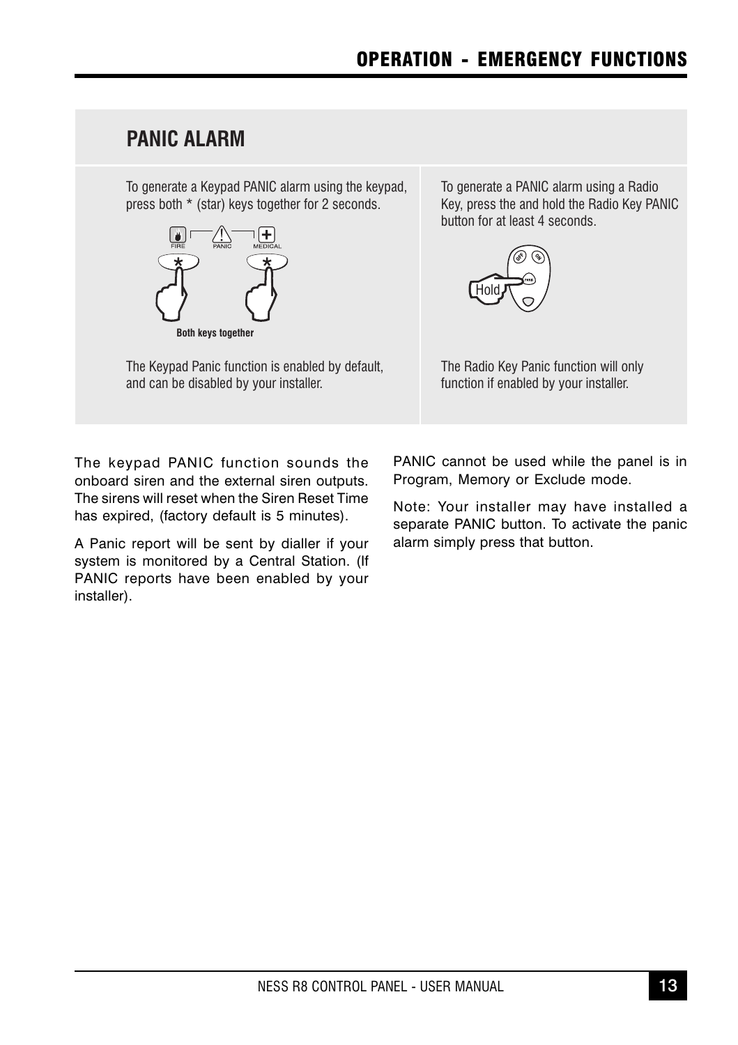## PANIC ALARM

To generate a Keypad PANIC alarm using the keypad, press both * (star) keys together for 2 seconds.

FIRE PANIC MEDICAL

**Both keys together**

The Keypad Panic function is enabled by default, and can be disabled by your installer.

To generate a PANIC alarm using a Radio Key, press the and hold the Radio Key PANIC button for at least 4 seconds.

Hold

The Radio Key Panic function will only function if enabled by your installer.

The keypad PANIC function sounds the onboard siren and the external siren outputs. The sirens will reset when the Siren Reset Time has expired, (factory default is 5 minutes).

A Panic report will be sent by dialler if your system is monitored by a Central Station. (If PANIC reports have been enabled by your installer).

PANIC cannot be used while the panel is in Program, Memory or Exclude mode.

Note: Your installer may have installed a separate PANIC button. To activate the panic alarm simply press that button.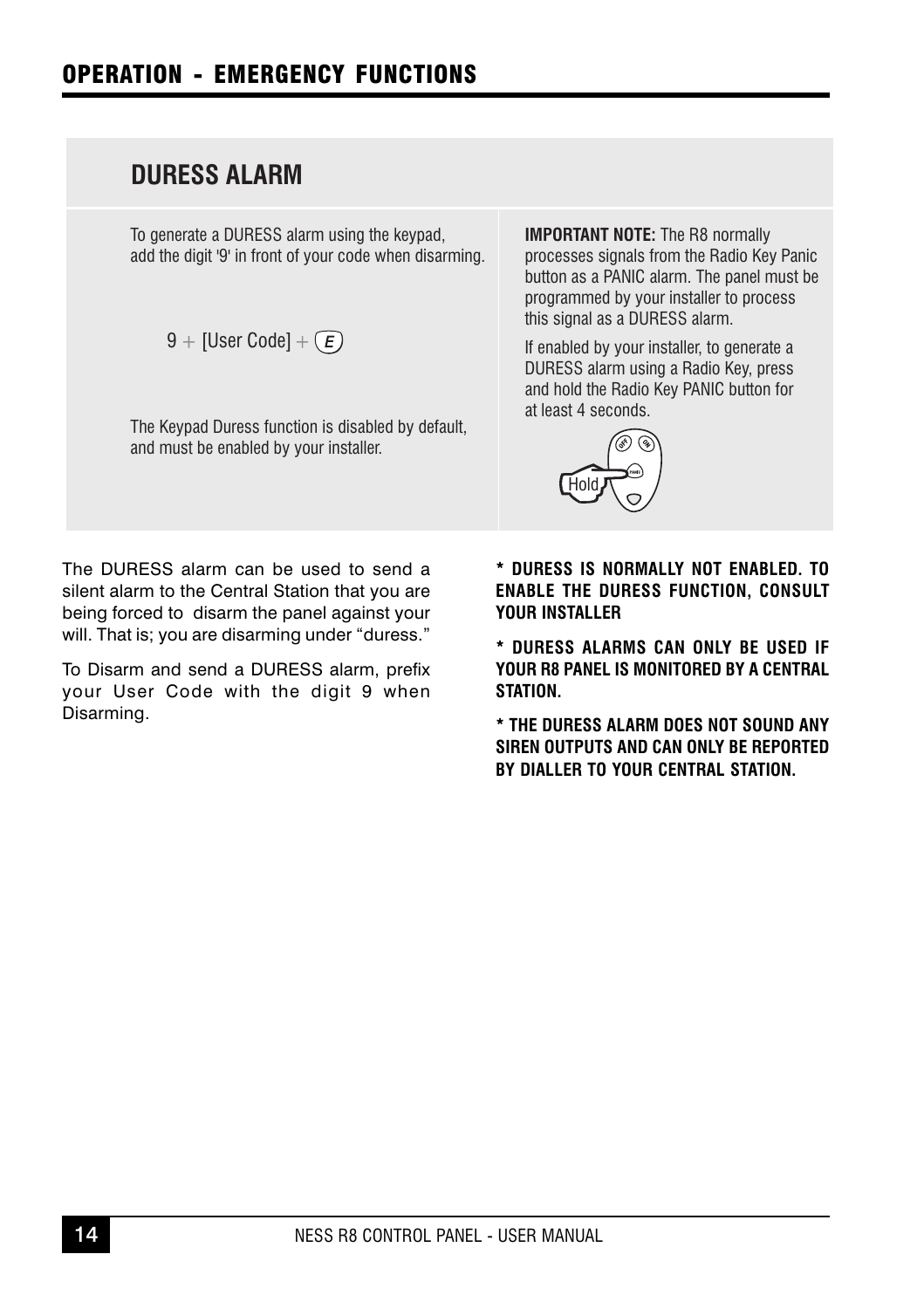# OPERATION - EMERGENCY FUNCTIONS

## DURESS ALARM

To generate a DURESS alarm using the keypad, add the digit '9' in front of your code when disarming.

9 + [User Code] + (E)

The Keypad Duress function is disabled by default, and must be enabled by your installer.

**IMPORTANT NOTE:** The R8 normally processes signals from the Radio Key Panic button as a PANIC alarm. The panel must be programmed by your installer to process this signal as a DURESS alarm.

If enabled by your installer, to generate a DURESS alarm using a Radio Key, press and hold the Radio Key PANIC button for at least 4 seconds.

Hold

The DURESS alarm can be used to send a silent alarm to the Central Station that you are being forced to disarm the panel against your will. That is; you are disarming under "duress."

To Disarm and send a DURESS alarm, prefix your User Code with the digit 9 when Disarming.

**\* DURESS IS NORMALLY NOT ENABLED. TO ENABLE THE DURESS FUNCTION, CONSULT YOUR INSTALLER**

**\* DURESS ALARMS CAN ONLY BE USED IF YOUR R8 PANEL IS MONITORED BY A CENTRAL STATION.**

**\* THE DURESS ALARM DOES NOT SOUND ANY SIREN OUTPUTS AND CAN ONLY BE REPORTED BY DIALLER TO YOUR CENTRAL STATION.**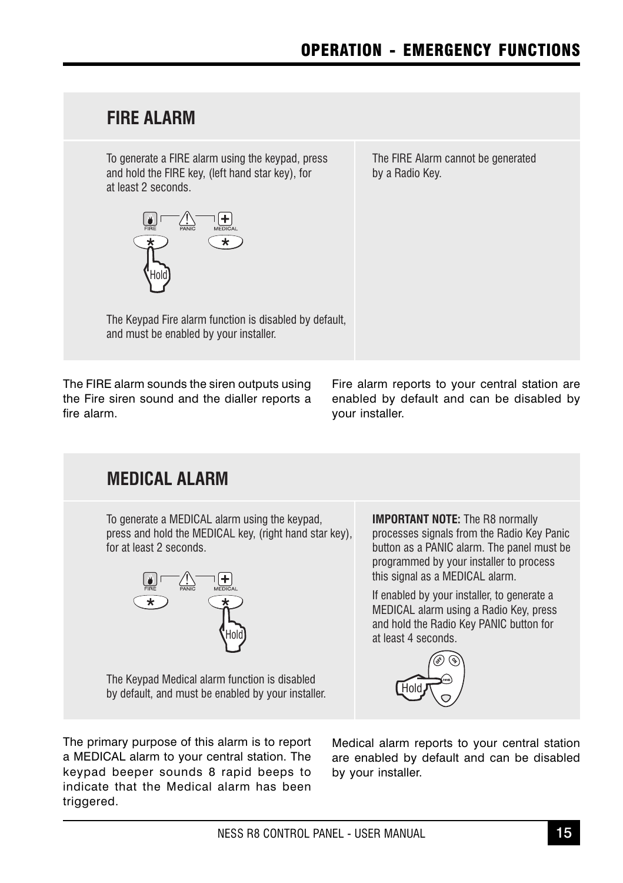## FIRE ALARM

To generate a FIRE alarm using the keypad, press and hold the FIRE key, (left hand star key), for at least 2 seconds.

The Keypad Fire alarm function is disabled by default, and must be enabled by your installer.

The FIRE Alarm cannot be generated by a Radio Key.

The FIRE alarm sounds the siren outputs using the Fire siren sound and the dialler reports a fire alarm.

Fire alarm reports to your central station are enabled by default and can be disabled by your installer.

## MEDICAL ALARM

To generate a MEDICAL alarm using the keypad, press and hold the MEDICAL key, (right hand star key), for at least 2 seconds.

The Keypad Medical alarm function is disabled by default, and must be enabled by your installer.

**IMPORTANT NOTE:** The R8 normally processes signals from the Radio Key Panic button as a PANIC alarm. The panel must be programmed by your installer to process this signal as a MEDICAL alarm.

If enabled by your installer, to generate a MEDICAL alarm using a Radio Key, press and hold the Radio Key PANIC button for at least 4 seconds.

The primary purpose of this alarm is to report a MEDICAL alarm to your central station. The keypad beeper sounds 8 rapid beeps to indicate that the Medical alarm has been triggered.

Medical alarm reports to your central station are enabled by default and can be disabled by your installer.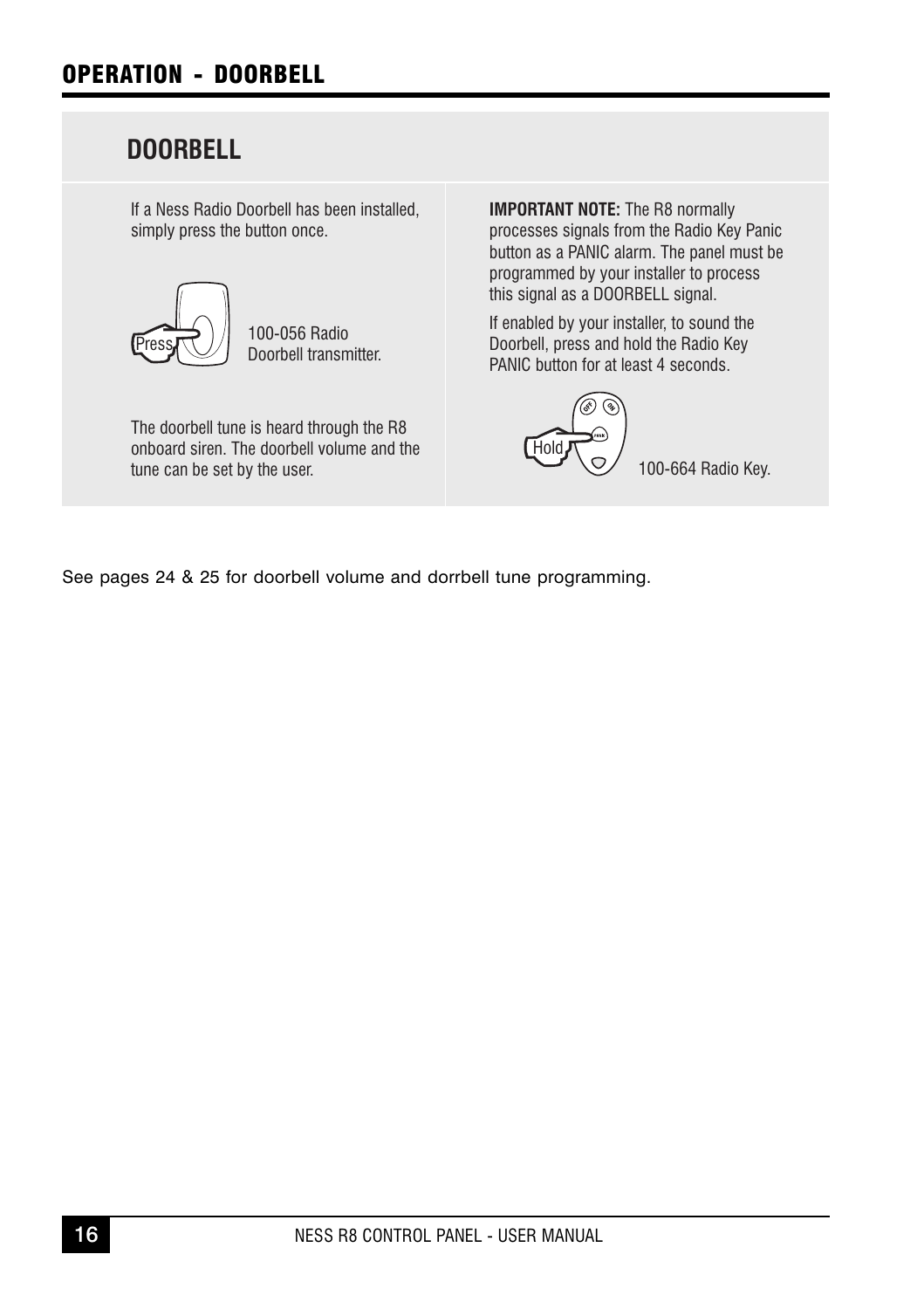# OPERATION - DOORBELL

## DOORBELL

If a Ness Radio Doorbell has been installed, simply press the button once.

Press

100-056 Radio Doorbell transmitter.

The doorbell tune is heard through the R8 onboard siren. The doorbell volume and the tune can be set by the user.

**IMPORTANT NOTE:** The R8 normally processes signals from the Radio Key Panic button as a PANIC alarm. The panel must be programmed by your installer to process this signal as a DOORBELL signal.

If enabled by your installer, to sound the Doorbell, press and hold the Radio Key PANIC button for at least 4 seconds.

Hold

100-664 Radio Key.

See pages 24 & 25 for doorbell volume and dorrbell tune programming.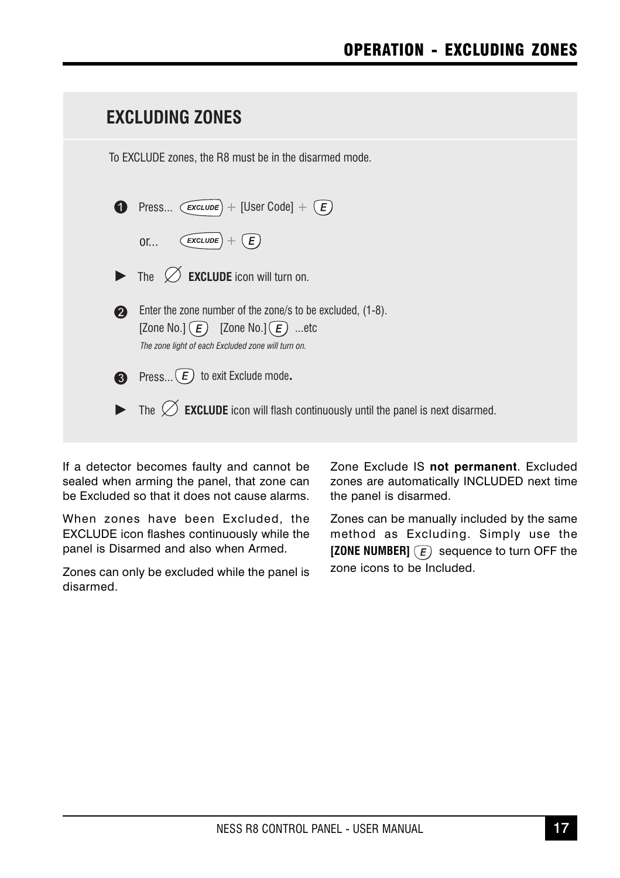## EXCLUDING ZONES

To EXCLUDE zones, the R8 must be in the disarmed mode.

1. Press... EXCLUDE + [User Code] + E

   or... EXCLUDE + E

► The ∅ **EXCLUDE** icon will turn on.

2. Enter the zone number of the zone/s to be excluded, (1-8).
   [Zone No.] E [Zone No.] E ...etc
   *The zone light of each Excluded zone will turn on.*

3. Press... E to exit Exclude mode**.**

► The ∅ **EXCLUDE** icon will flash continuously until the panel is next disarmed.

If a detector becomes faulty and cannot be sealed when arming the panel, that zone can be Excluded so that it does not cause alarms.

When zones have been Excluded, the EXCLUDE icon flashes continuously while the panel is Disarmed and also when Armed.

Zones can only be excluded while the panel is disarmed.

Zone Exclude IS **not permanent**. Excluded zones are automatically INCLUDED next time the panel is disarmed.

Zones can be manually included by the same method as Excluding. Simply use the **[ZONE NUMBER]** E sequence to turn OFF the zone icons to be Included.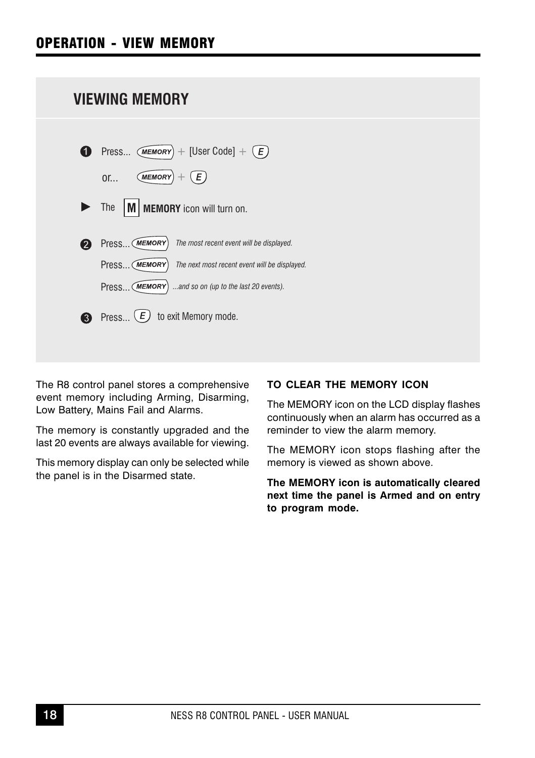# OPERATION - VIEW MEMORY

## VIEWING MEMORY

1. Press... MEMORY + [User Code] + E

   or... MEMORY + E

► The **M** **MEMORY** icon will turn on.

2. Press... MEMORY *The most recent event will be displayed.*

   Press... MEMORY *The next most recent event will be displayed.*

   Press... MEMORY *...and so on (up to the last 20 events).*

3. Press... E to exit Memory mode.

The R8 control panel stores a comprehensive event memory including Arming, Disarming, Low Battery, Mains Fail and Alarms.

The memory is constantly upgraded and the last 20 events are always available for viewing.

This memory display can only be selected while the panel is in the Disarmed state.

**TO CLEAR THE MEMORY ICON**

The MEMORY icon on the LCD display flashes continuously when an alarm has occurred as a reminder to view the alarm memory.

The MEMORY icon stops flashing after the memory is viewed as shown above.

**The MEMORY icon is automatically cleared next time the panel is Armed and on entry to program mode.**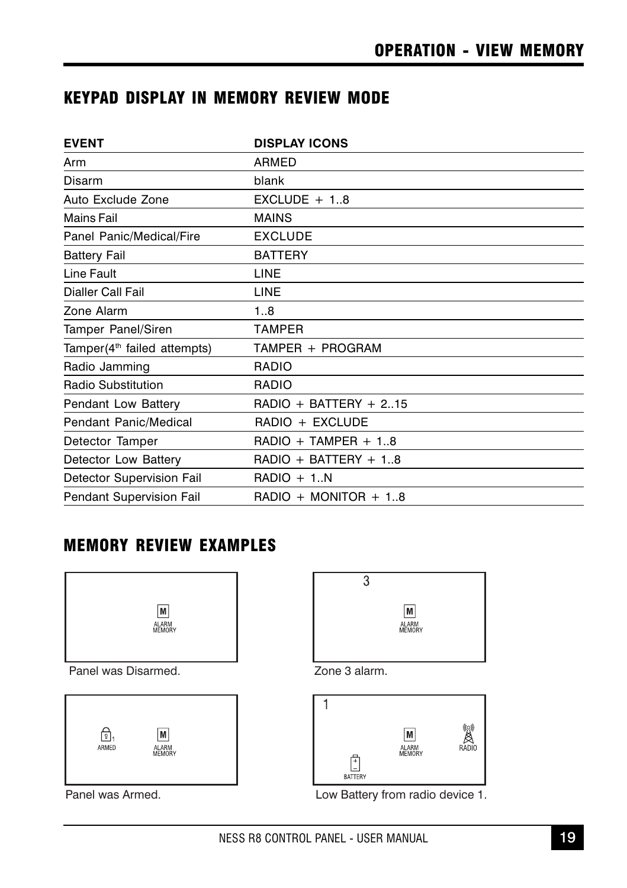## KEYPAD DISPLAY IN MEMORY REVIEW MODE

| EVENT | DISPLAY ICONS |
|---|---|
| Arm | ARMED |
| Disarm | blank |
| Auto Exclude Zone | EXCLUDE + 1..8 |
| Mains Fail | MAINS |
| Panel Panic/Medical/Fire | EXCLUDE |
| Battery Fail | BATTERY |
| Line Fault | LINE |
| Dialler Call Fail | LINE |
| Zone Alarm | 1..8 |
| Tamper Panel/Siren | TAMPER |
| Tamper(4th failed attempts) | TAMPER + PROGRAM |
| Radio Jamming | RADIO |
| Radio Substitution | RADIO |
| Pendant Low Battery | RADIO + BATTERY + 2..15 |
| Pendant Panic/Medical | RADIO + EXCLUDE |
| Detector Tamper | RADIO + TAMPER + 1..8 |
| Detector Low Battery | RADIO + BATTERY + 1..8 |
| Detector Supervision Fail | RADIO + 1..N |
| Pendant Supervision Fail | RADIO + MONITOR + 1..8 |

## MEMORY REVIEW EXAMPLES

M ALARM MEMORY

Panel was Disarmed.

3 M ALARM MEMORY

Zone 3 alarm.

ARMED 1 M ALARM MEMORY

Panel was Armed.

1 M ALARM MEMORY RADIO BATTERY

Low Battery from radio device 1.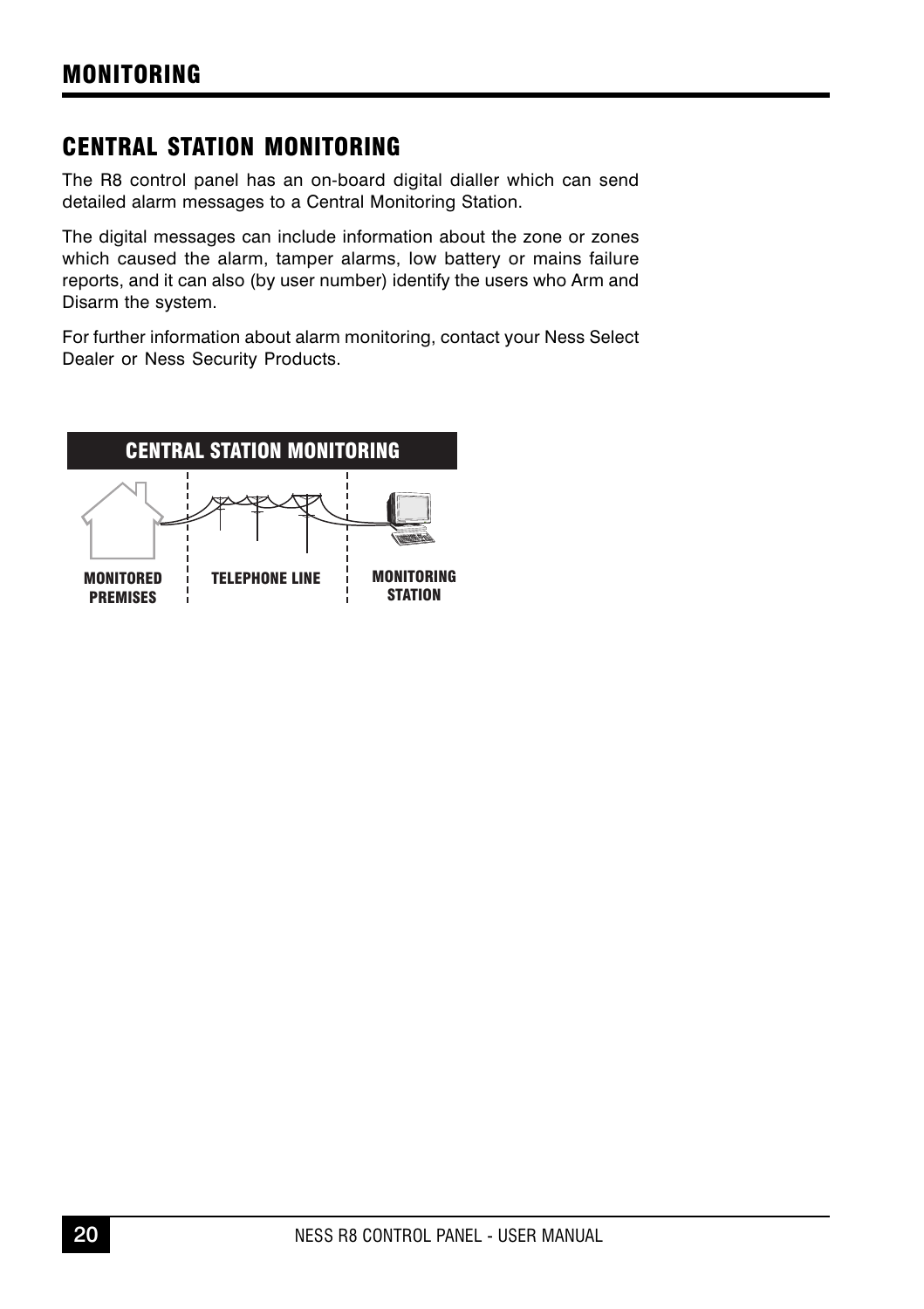# MONITORING

## CENTRAL STATION MONITORING

The R8 control panel has an on-board digital dialler which can send detailed alarm messages to a Central Monitoring Station.

The digital messages can include information about the zone or zones which caused the alarm, tamper alarms, low battery or mains failure reports, and it can also (by user number) identify the users who Arm and Disarm the system.

For further information about alarm monitoring, contact your Ness Select Dealer or Ness Security Products.

**CENTRAL STATION MONITORING**

MONITORED PREMISES | TELEPHONE LINE | MONITORING STATION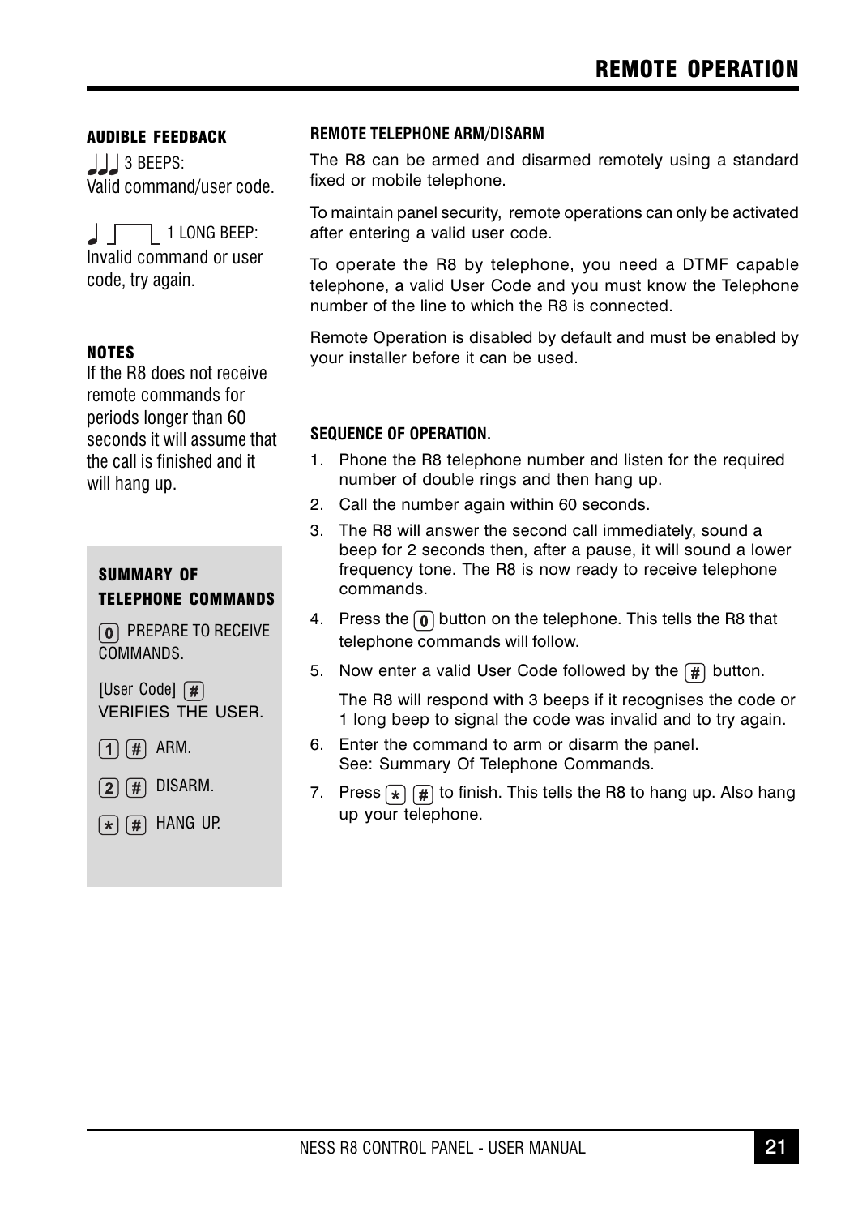# REMOTE OPERATION

### AUDIBLE FEEDBACK

3 BEEPS:
Valid command/user code.

1 LONG BEEP:
Invalid command or user code, try again.

### NOTES

If the R8 does not receive remote commands for periods longer than 60 seconds it will assume that the call is finished and it will hang up.

### SUMMARY OF TELEPHONE COMMANDS

[0] PREPARE TO RECEIVE COMMANDS.

[User Code] [#] VERIFIES THE USER.

[1] [#] ARM.

[2] [#] DISARM.

[*] [#] HANG UP.

### REMOTE TELEPHONE ARM/DISARM

The R8 can be armed and disarmed remotely using a standard fixed or mobile telephone.

To maintain panel security, remote operations can only be activated after entering a valid user code.

To operate the R8 by telephone, you need a DTMF capable telephone, a valid User Code and you must know the Telephone number of the line to which the R8 is connected.

Remote Operation is disabled by default and must be enabled by your installer before it can be used.

### SEQUENCE OF OPERATION.

1. Phone the R8 telephone number and listen for the required number of double rings and then hang up.
2. Call the number again within 60 seconds.
3. The R8 will answer the second call immediately, sound a beep for 2 seconds then, after a pause, it will sound a lower frequency tone. The R8 is now ready to receive telephone commands.
4. Press the [0] button on the telephone. This tells the R8 that telephone commands will follow.
5. Now enter a valid User Code followed by the [#] button.

   The R8 will respond with 3 beeps if it recognises the code or 1 long beep to signal the code was invalid and to try again.
6. Enter the command to arm or disarm the panel.
   See: Summary Of Telephone Commands.
7. Press [*] [#] to finish. This tells the R8 to hang up. Also hang up your telephone.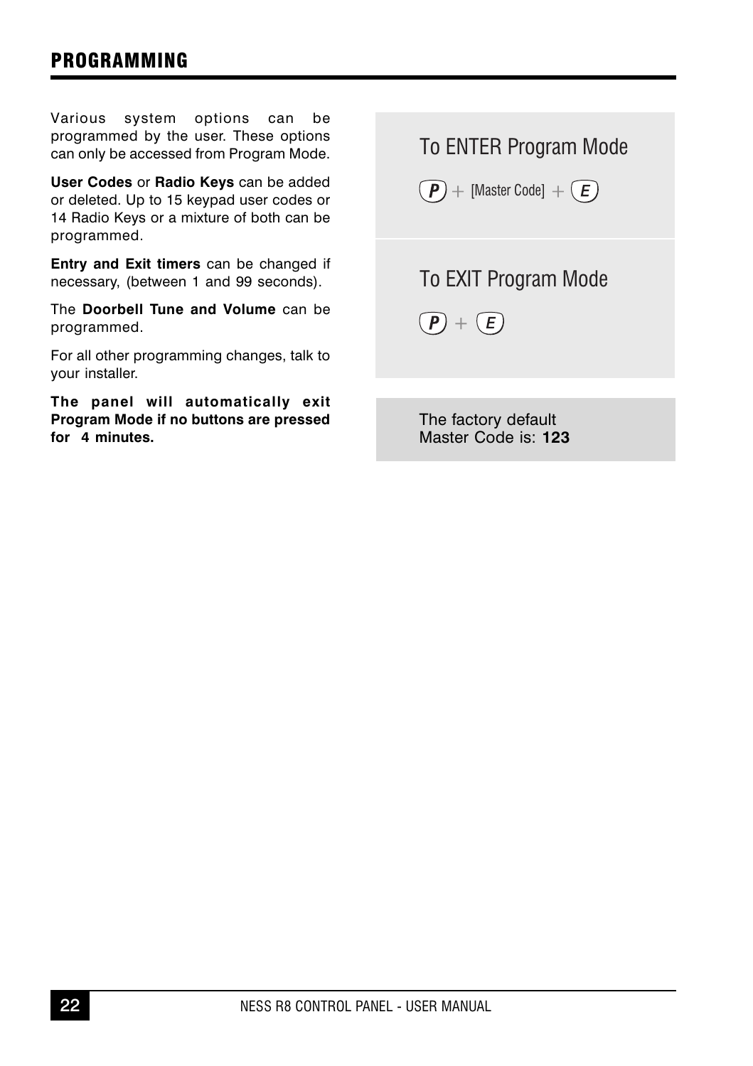## PROGRAMMING

Various system options can be programmed by the user. These options can only be accessed from Program Mode.

**User Codes** or **Radio Keys** can be added or deleted. Up to 15 keypad user codes or 14 Radio Keys or a mixture of both can be programmed.

**Entry and Exit timers** can be changed if necessary, (between 1 and 99 seconds).

The **Doorbell Tune and Volume** can be programmed.

For all other programming changes, talk to your installer.

**The panel will automatically exit Program Mode if no buttons are pressed for 4 minutes.**

### To ENTER Program Mode

**P** + [Master Code] + **E**

### To EXIT Program Mode

**P** + **E**

The factory default Master Code is: **123**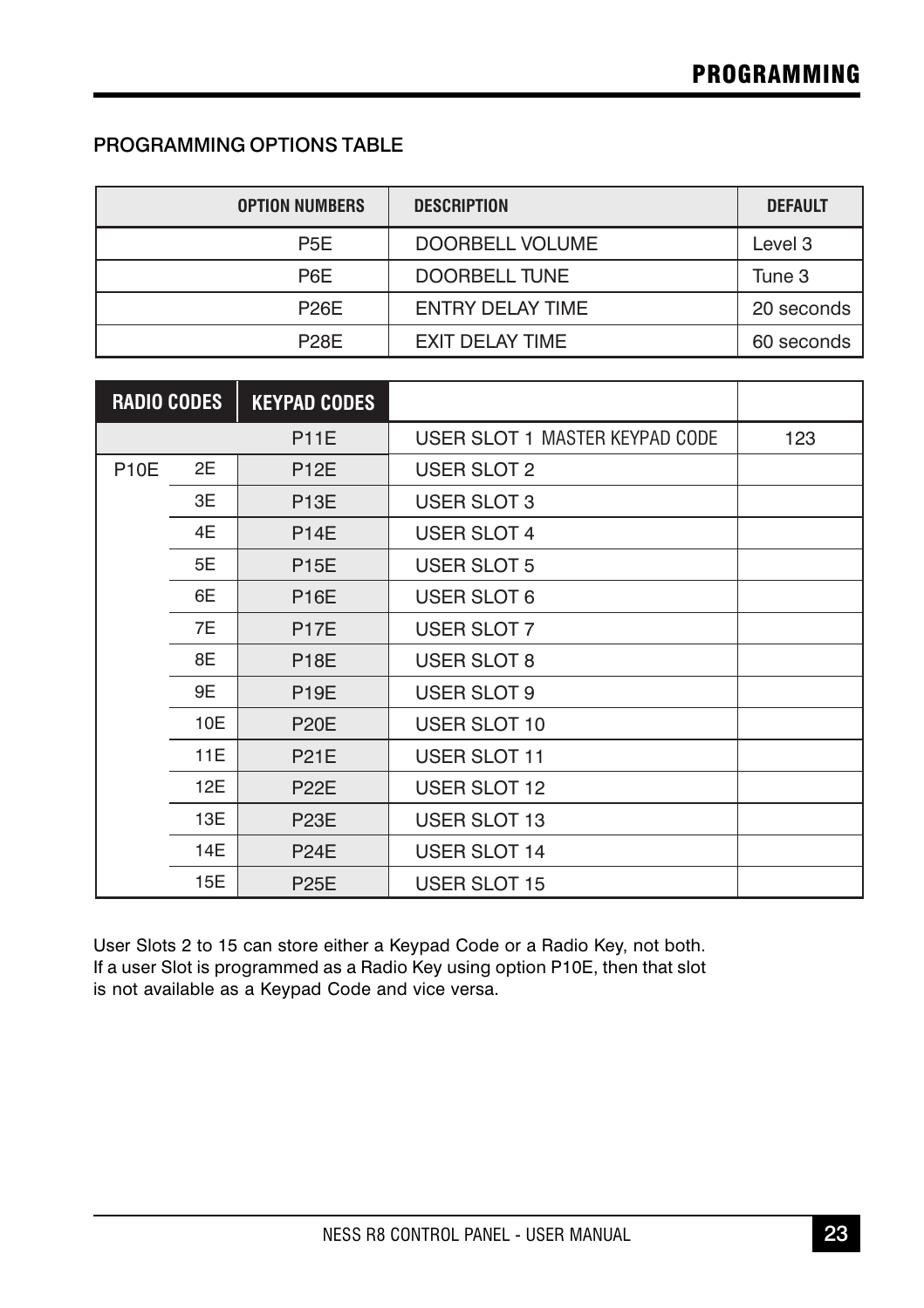## PROGRAMMING OPTIONS TABLE

| OPTION NUMBERS | DESCRIPTION | DEFAULT |
|---|---|---|
| P5E | DOORBELL VOLUME | Level 3 |
| P6E | DOORBELL TUNE | Tune 3 |
| P26E | ENTRY DELAY TIME | 20 seconds |
| P28E | EXIT DELAY TIME | 60 seconds |

| RADIO CODES | | KEYPAD CODES | | |
|---|---|---|---|---|
| | | P11E | USER SLOT 1 MASTER KEYPAD CODE | 123 |
| P10E | 2E | P12E | USER SLOT 2 | |
| | 3E | P13E | USER SLOT 3 | |
| | 4E | P14E | USER SLOT 4 | |
| | 5E | P15E | USER SLOT 5 | |
| | 6E | P16E | USER SLOT 6 | |
| | 7E | P17E | USER SLOT 7 | |
| | 8E | P18E | USER SLOT 8 | |
| | 9E | P19E | USER SLOT 9 | |
| | 10E | P20E | USER SLOT 10 | |
| | 11E | P21E | USER SLOT 11 | |
| | 12E | P22E | USER SLOT 12 | |
| | 13E | P23E | USER SLOT 13 | |
| | 14E | P24E | USER SLOT 14 | |
| | 15E | P25E | USER SLOT 15 | |

User Slots 2 to 15 can store either a Keypad Code or a Radio Key, not both. If a user Slot is programmed as a Radio Key using option P10E, then that slot is not available as a Keypad Code and vice versa.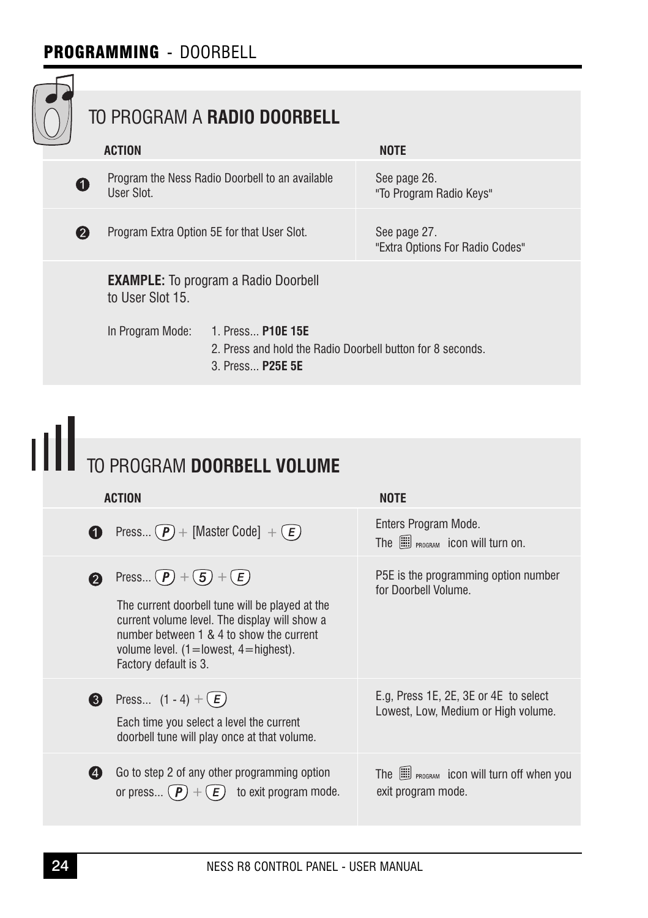## PROGRAMMING - DOORBELL

### TO PROGRAM A **RADIO DOORBELL**

| | ACTION | NOTE |
|---|---|---|
| 1 | Program the Ness Radio Doorbell to an available User Slot. | See page 26. "To Program Radio Keys" |
| 2 | Program Extra Option 5E for that User Slot. | See page 27. "Extra Options For Radio Codes" |

**EXAMPLE:** To program a Radio Doorbell to User Slot 15.

In Program Mode:
1. Press... **P10E 15E**
2. Press and hold the Radio Doorbell button for 8 seconds.
3. Press... **P25E 5E**

### TO PROGRAM **DOORBELL VOLUME**

| | ACTION | NOTE |
|---|---|---|
| 1 | Press... P + [Master Code] + E | Enters Program Mode. The PROGRAM icon will turn on. |
| 2 | Press... P + 5 + E<br><br>The current doorbell tune will be played at the current volume level. The display will show a number between 1 & 4 to show the current volume level. (1=lowest, 4=highest). Factory default is 3. | P5E is the programming option number for Doorbell Volume. |
| 3 | Press... (1 - 4) + E<br><br>Each time you select a level the current doorbell tune will play once at that volume. | E.g, Press 1E, 2E, 3E or 4E to select Lowest, Low, Medium or High volume. |
| 4 | Go to step 2 of any other programming option or press... P + E to exit program mode. | The PROGRAM icon will turn off when you exit program mode. |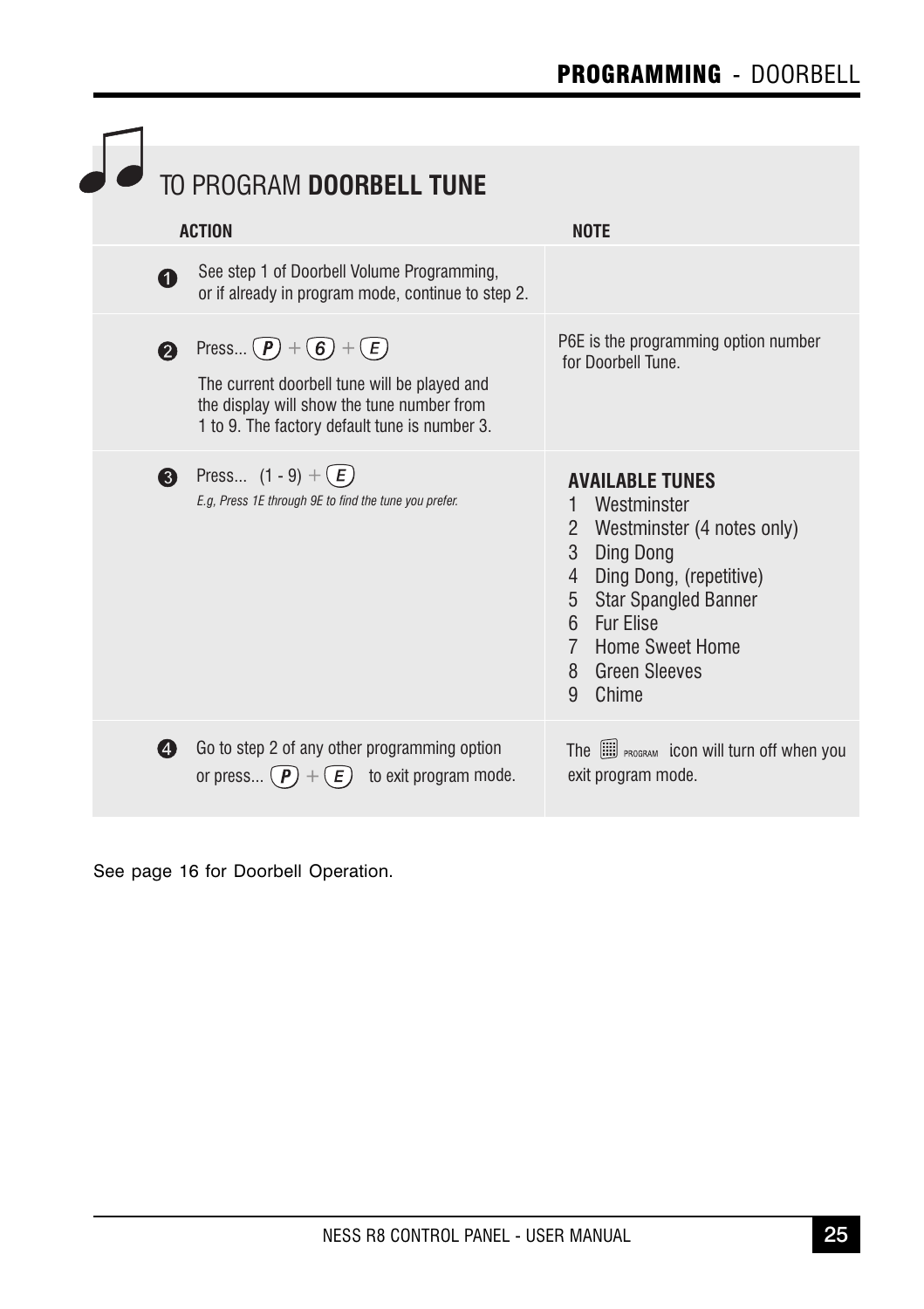# TO PROGRAM **DOORBELL TUNE**

| ACTION | NOTE |
|---|---|
| 1. See step 1 of Doorbell Volume Programming, or if already in program mode, continue to step 2. | |
| 2. Press... P + 6 + E<br>The current doorbell tune will be played and the display will show the tune number from 1 to 9. The factory default tune is number 3. | P6E is the programming option number for Doorbell Tune. |
| 3. Press... (1 - 9) + E<br>*E.g, Press 1E through 9E to find the tune you prefer.* | **AVAILABLE TUNES**<br>1 Westminster<br>2 Westminster (4 notes only)<br>3 Ding Dong<br>4 Ding Dong, (repetitive)<br>5 Star Spangled Banner<br>6 Fur Elise<br>7 Home Sweet Home<br>8 Green Sleeves<br>9 Chime |
| 4. Go to step 2 of any other programming option or press... P + E to exit program mode. | The PROGRAM icon will turn off when you exit program mode. |

See page 16 for Doorbell Operation.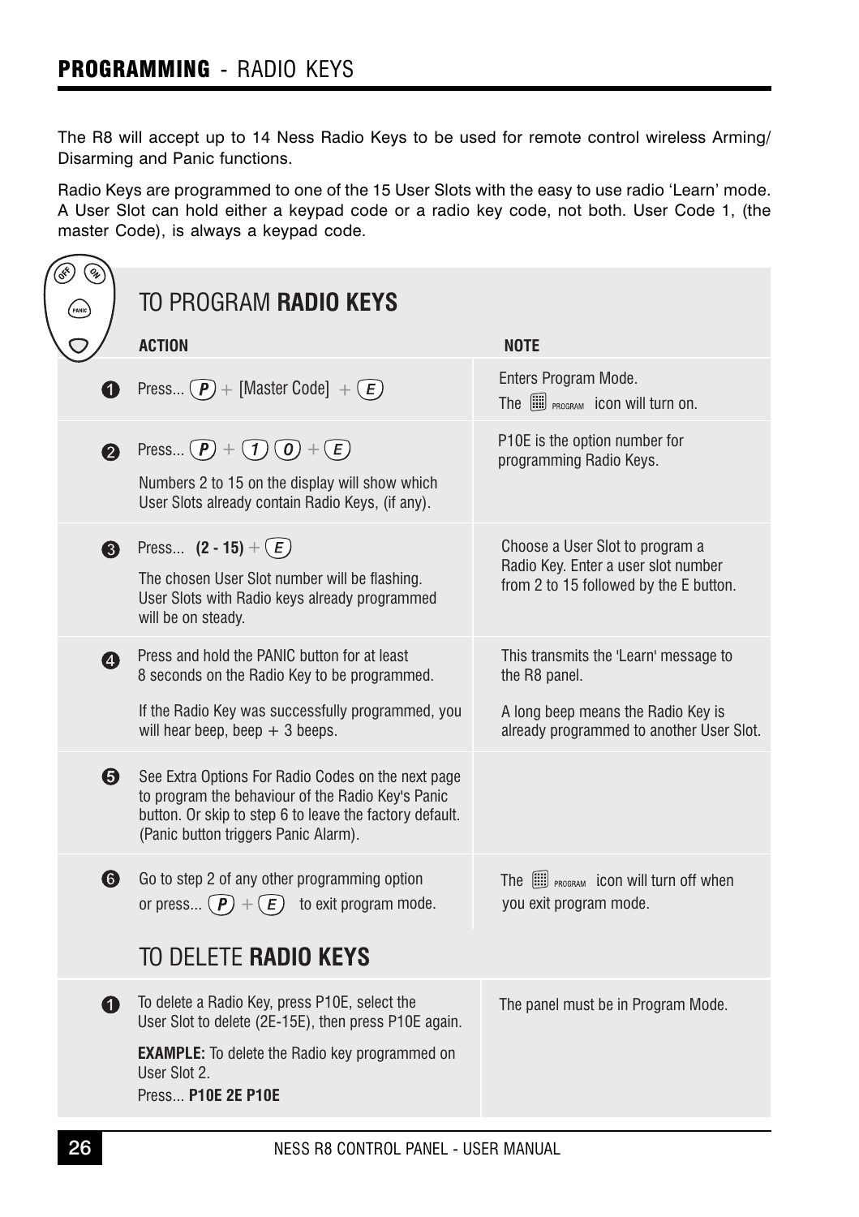## PROGRAMMING - RADIO KEYS

The R8 will accept up to 14 Ness Radio Keys to be used for remote control wireless Arming/ Disarming and Panic functions.

Radio Keys are programmed to one of the 15 User Slots with the easy to use radio 'Learn' mode. A User Slot can hold either a keypad code or a radio key code, not both. User Code 1, (the master Code), is always a keypad code.

### TO PROGRAM RADIO KEYS

| | ACTION | NOTE |
|---|---|---|
| 1 | Press... P + [Master Code] + E | Enters Program Mode. The PROGRAM icon will turn on. |
| 2 | Press... P + 1 0 + E<br>Numbers 2 to 15 on the display will show which User Slots already contain Radio Keys, (if any). | P10E is the option number for programming Radio Keys. |
| 3 | Press... **(2 - 15)** + E<br>The chosen User Slot number will be flashing. User Slots with Radio keys already programmed will be on steady. | Choose a User Slot to program a Radio Key. Enter a user slot number from 2 to 15 followed by the E button. |
| 4 | Press and hold the PANIC button for at least 8 seconds on the Radio Key to be programmed.<br>If the Radio Key was successfully programmed, you will hear beep, beep + 3 beeps. | This transmits the 'Learn' message to the R8 panel.<br>A long beep means the Radio Key is already programmed to another User Slot. |
| 5 | See Extra Options For Radio Codes on the next page to program the behaviour of the Radio Key's Panic button. Or skip to step 6 to leave the factory default. (Panic button triggers Panic Alarm). | |
| 6 | Go to step 2 of any other programming option or press... P + E to exit program mode. | The PROGRAM icon will turn off when you exit program mode. |

### TO DELETE RADIO KEYS

| | ACTION | NOTE |
|---|---|---|
| 1 | To delete a Radio Key, press P10E, select the User Slot to delete (2E-15E), then press P10E again.<br>**EXAMPLE:** To delete the Radio key programmed on User Slot 2.<br>Press... **P10E 2E P10E** | The panel must be in Program Mode. |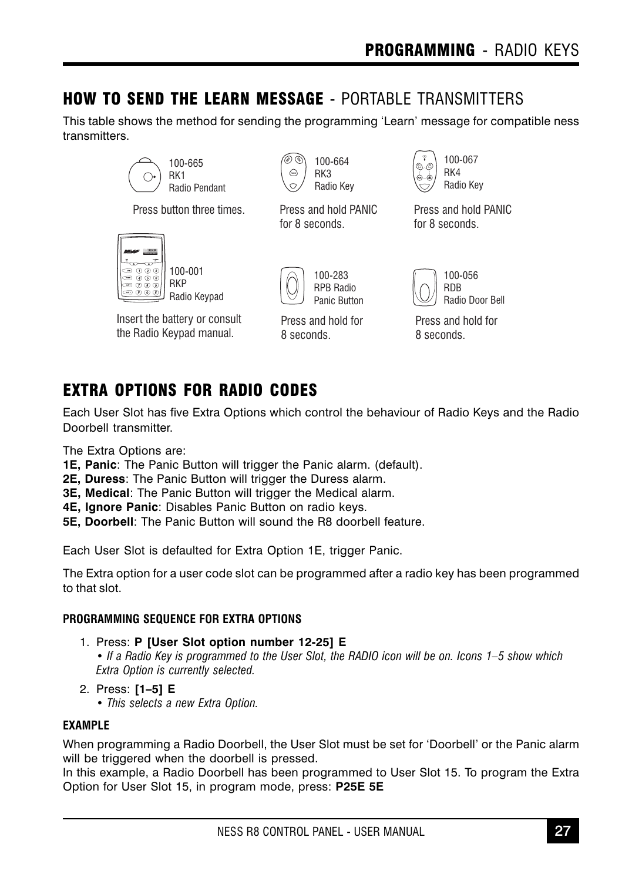## HOW TO SEND THE LEARN MESSAGE - PORTABLE TRANSMITTERS

This table shows the method for sending the programming 'Learn' message for compatible ness transmitters.

| Transmitter | Method |
| --- | --- |
| 100-665 RK1 Radio Pendant | Press button three times. |
| 100-664 RK3 Radio Key | Press and hold PANIC for 8 seconds. |
| 100-067 RK4 Radio Key | Press and hold PANIC for 8 seconds. |
| 100-001 RKP Radio Keypad | Insert the battery or consult the Radio Keypad manual. |
| 100-283 RPB Radio Panic Button | Press and hold for 8 seconds. |
| 100-056 RDB Radio Door Bell | Press and hold for 8 seconds. |

## EXTRA OPTIONS FOR RADIO CODES

Each User Slot has five Extra Options which control the behaviour of Radio Keys and the Radio Doorbell transmitter.

The Extra Options are:
**1E, Panic**: The Panic Button will trigger the Panic alarm. (default).
**2E, Duress**: The Panic Button will trigger the Duress alarm.
**3E, Medical**: The Panic Button will trigger the Medical alarm.
**4E, Ignore Panic**: Disables Panic Button on radio keys.
**5E, Doorbell**: The Panic Button will sound the R8 doorbell feature.

Each User Slot is defaulted for Extra Option 1E, trigger Panic.

The Extra option for a user code slot can be programmed after a radio key has been programmed to that slot.

#### PROGRAMMING SEQUENCE FOR EXTRA OPTIONS

1. Press: **P [User Slot option number 12-25] E**
   *• If a Radio Key is programmed to the User Slot, the RADIO icon will be on. Icons 1–5 show which Extra Option is currently selected.*
2. Press: **[1–5] E**
   *• This selects a new Extra Option.*

#### EXAMPLE

When programming a Radio Doorbell, the User Slot must be set for 'Doorbell' or the Panic alarm will be triggered when the doorbell is pressed.
In this example, a Radio Doorbell has been programmed to User Slot 15. To program the Extra Option for User Slot 15, in program mode, press: **P25E 5E**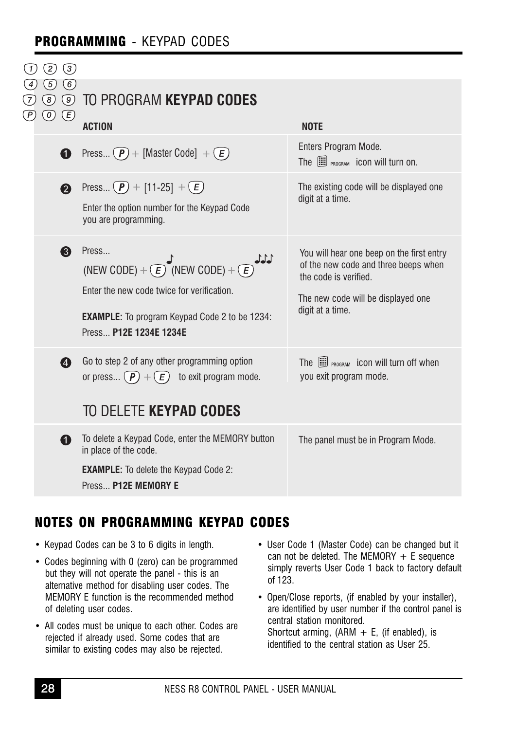## PROGRAMMING - KEYPAD CODES

### TO PROGRAM **KEYPAD CODES**

| | ACTION | NOTE |
|---|---|---|
| 1 | Press... (P) + [Master Code] + (E) | Enters Program Mode. The PROGRAM icon will turn on. |
| 2 | Press... (P) + [11-25] + (E)<br>Enter the option number for the Keypad Code you are programming. | The existing code will be displayed one digit at a time. |
| 3 | Press...<br>(NEW CODE) + (E) (NEW CODE) + (E)<br>Enter the new code twice for verification.<br>**EXAMPLE:** To program Keypad Code 2 to be 1234: Press... **P12E 1234E 1234E** | You will hear one beep on the first entry of the new code and three beeps when the code is verified.<br>The new code will be displayed one digit at a time. |
| 4 | Go to step 2 of any other programming option or press... (P) + (E) to exit program mode. | The PROGRAM icon will turn off when you exit program mode. |

### TO DELETE **KEYPAD CODES**

| | ACTION | NOTE |
|---|---|---|
| 1 | To delete a Keypad Code, enter the MEMORY button in place of the code.<br>**EXAMPLE:** To delete the Keypad Code 2: Press... **P12E MEMORY E** | The panel must be in Program Mode. |

## NOTES ON PROGRAMMING KEYPAD CODES

- Keypad Codes can be 3 to 6 digits in length.
- Codes beginning with 0 (zero) can be programmed but they will not operate the panel - this is an alternative method for disabling user codes. The MEMORY E function is the recommended method of deleting user codes.
- All codes must be unique to each other. Codes are rejected if already used. Some codes that are similar to existing codes may also be rejected.
- User Code 1 (Master Code) can be changed but it can not be deleted. The MEMORY + E sequence simply reverts User Code 1 back to factory default of 123.
- Open/Close reports, (if enabled by your installer), are identified by user number if the control panel is central station monitored.
  Shortcut arming, (ARM + E, (if enabled), is identified to the central station as User 25.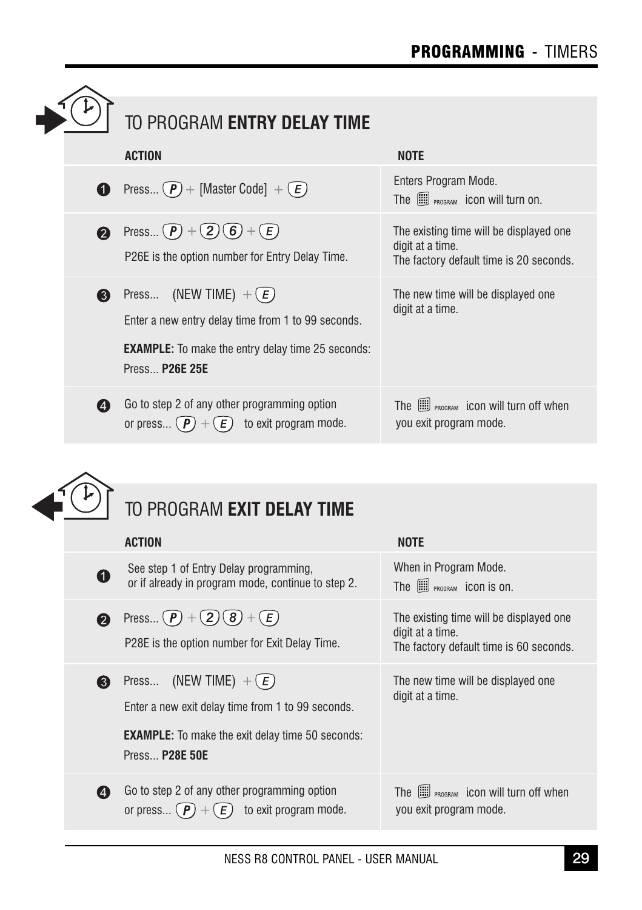# PROGRAMMING - TIMERS

## TO PROGRAM ENTRY DELAY TIME

| | ACTION | NOTE |
|---|---|---|
| 1 | Press... (P) + [Master Code] + (E) | Enters Program Mode. The PROGRAM icon will turn on. |
| 2 | Press... (P) + (2)(6) + (E)<br>P26E is the option number for Entry Delay Time. | The existing time will be displayed one digit at a time.<br>The factory default time is 20 seconds. |
| 3 | Press... (NEW TIME) + (E)<br>Enter a new entry delay time from 1 to 99 seconds.<br>**EXAMPLE:** To make the entry delay time 25 seconds: Press... **P26E 25E** | The new time will be displayed one digit at a time. |
| 4 | Go to step 2 of any other programming option or press... (P) + (E) to exit program mode. | The PROGRAM icon will turn off when you exit program mode. |

## TO PROGRAM EXIT DELAY TIME

| | ACTION | NOTE |
|---|---|---|
| 1 | See step 1 of Entry Delay programming, or if already in program mode, continue to step 2. | When in Program Mode. The PROGRAM icon is on. |
| 2 | Press... (P) + (2)(8) + (E)<br>P28E is the option number for Exit Delay Time. | The existing time will be displayed one digit at a time.<br>The factory default time is 60 seconds. |
| 3 | Press... (NEW TIME) + (E)<br>Enter a new exit delay time from 1 to 99 seconds.<br>**EXAMPLE:** To make the exit delay time 50 seconds: Press... **P28E 50E** | The new time will be displayed one digit at a time. |
| 4 | Go to step 2 of any other programming option or press... (P) + (E) to exit program mode. | The PROGRAM icon will turn off when you exit program mode. |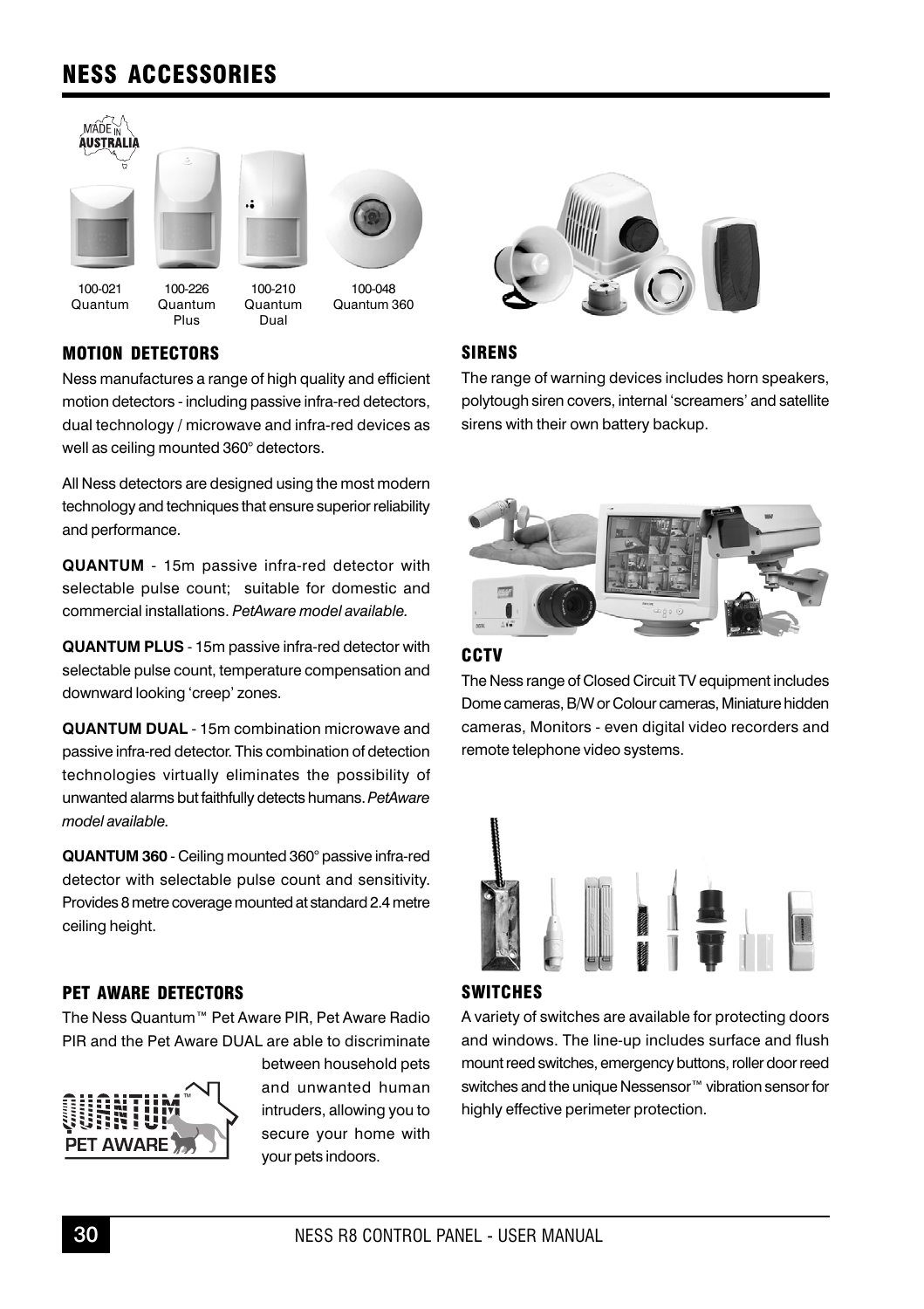# NESS ACCESSORIES

100-021 Quantum | 100-226 Quantum Plus | 100-210 Quantum Dual | 100-048 Quantum 360

## MOTION DETECTORS

Ness manufactures a range of high quality and efficient motion detectors - including passive infra-red detectors, dual technology / microwave and infra-red devices as well as ceiling mounted 360° detectors.

All Ness detectors are designed using the most modern technology and techniques that ensure superior reliability and performance.

**QUANTUM** - 15m passive infra-red detector with selectable pulse count; suitable for domestic and commercial installations. *PetAware model available.*

**QUANTUM PLUS** - 15m passive infra-red detector with selectable pulse count, temperature compensation and downward looking 'creep' zones.

**QUANTUM DUAL** - 15m combination microwave and passive infra-red detector. This combination of detection technologies virtually eliminates the possibility of unwanted alarms but faithfully detects humans. *PetAware model available.*

**QUANTUM 360** - Ceiling mounted 360° passive infra-red detector with selectable pulse count and sensitivity. Provides 8 metre coverage mounted at standard 2.4 metre ceiling height.

## PET AWARE DETECTORS

The Ness Quantum™ Pet Aware PIR, Pet Aware Radio PIR and the Pet Aware DUAL are able to discriminate between household pets and unwanted human intruders, allowing you to secure your home with your pets indoors.

## SIRENS

The range of warning devices includes horn speakers, polytough siren covers, internal 'screamers' and satellite sirens with their own battery backup.

## CCTV

The Ness range of Closed Circuit TV equipment includes Dome cameras, B/W or Colour cameras, Miniature hidden cameras, Monitors - even digital video recorders and remote telephone video systems.

## SWITCHES

A variety of switches are available for protecting doors and windows. The line-up includes surface and flush mount reed switches, emergency buttons, roller door reed switches and the unique Nessensor™ vibration sensor for highly effective perimeter protection.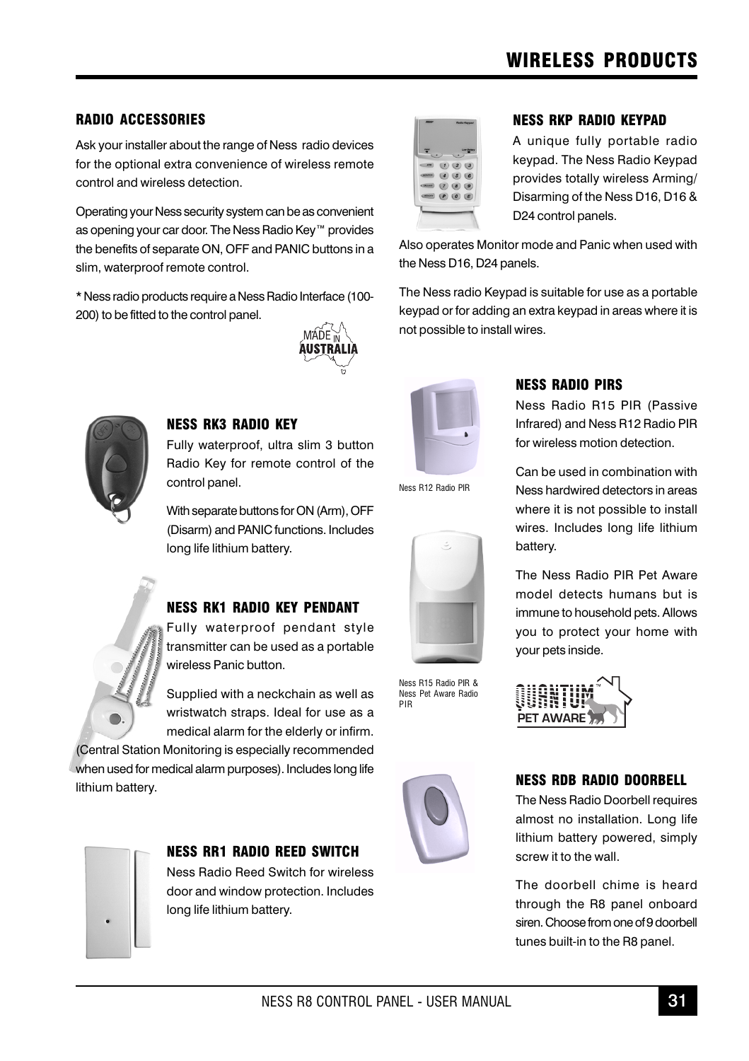# WIRELESS PRODUCTS

## RADIO ACCESSORIES

Ask your installer about the range of Ness radio devices for the optional extra convenience of wireless remote control and wireless detection.

Operating your Ness security system can be as convenient as opening your car door. The Ness Radio Key™ provides the benefits of separate ON, OFF and PANIC buttons in a slim, waterproof remote control.

* Ness radio products require a Ness Radio Interface (100-200) to be fitted to the control panel.

MADE IN AUSTRALIA

### NESS RK3 RADIO KEY

Fully waterproof, ultra slim 3 button Radio Key for remote control of the control panel.

With separate buttons for ON (Arm), OFF (Disarm) and PANIC functions. Includes long life lithium battery.

### NESS RK1 RADIO KEY PENDANT

Fully waterproof pendant style transmitter can be used as a portable wireless Panic button.

Supplied with a neckchain as well as wristwatch straps. Ideal for use as a medical alarm for the elderly or infirm. (Central Station Monitoring is especially recommended when used for medical alarm purposes). Includes long life lithium battery.

### NESS RR1 RADIO REED SWITCH

Ness Radio Reed Switch for wireless door and window protection. Includes long life lithium battery.

### NESS RKP RADIO KEYPAD

A unique fully portable radio keypad. The Ness Radio Keypad provides totally wireless Arming/ Disarming of the Ness D16, D16 & D24 control panels.

Also operates Monitor mode and Panic when used with the Ness D16, D24 panels.

The Ness radio Keypad is suitable for use as a portable keypad or for adding an extra keypad in areas where it is not possible to install wires.

### NESS RADIO PIRS

Ness Radio R15 PIR (Passive Infrared) and Ness R12 Radio PIR for wireless motion detection.

Can be used in combination with Ness hardwired detectors in areas where it is not possible to install wires. Includes long life lithium battery.

The Ness Radio PIR Pet Aware model detects humans but is immune to household pets. Allows you to protect your home with your pets inside.

Ness R12 Radio PIR

Ness R15 Radio PIR & Ness Pet Aware Radio PIR

QUANTUM™ PET AWARE

### NESS RDB RADIO DOORBELL

The Ness Radio Doorbell requires almost no installation. Long life lithium battery powered, simply screw it to the wall.

The doorbell chime is heard through the R8 panel onboard siren. Choose from one of 9 doorbell tunes built-in to the R8 panel.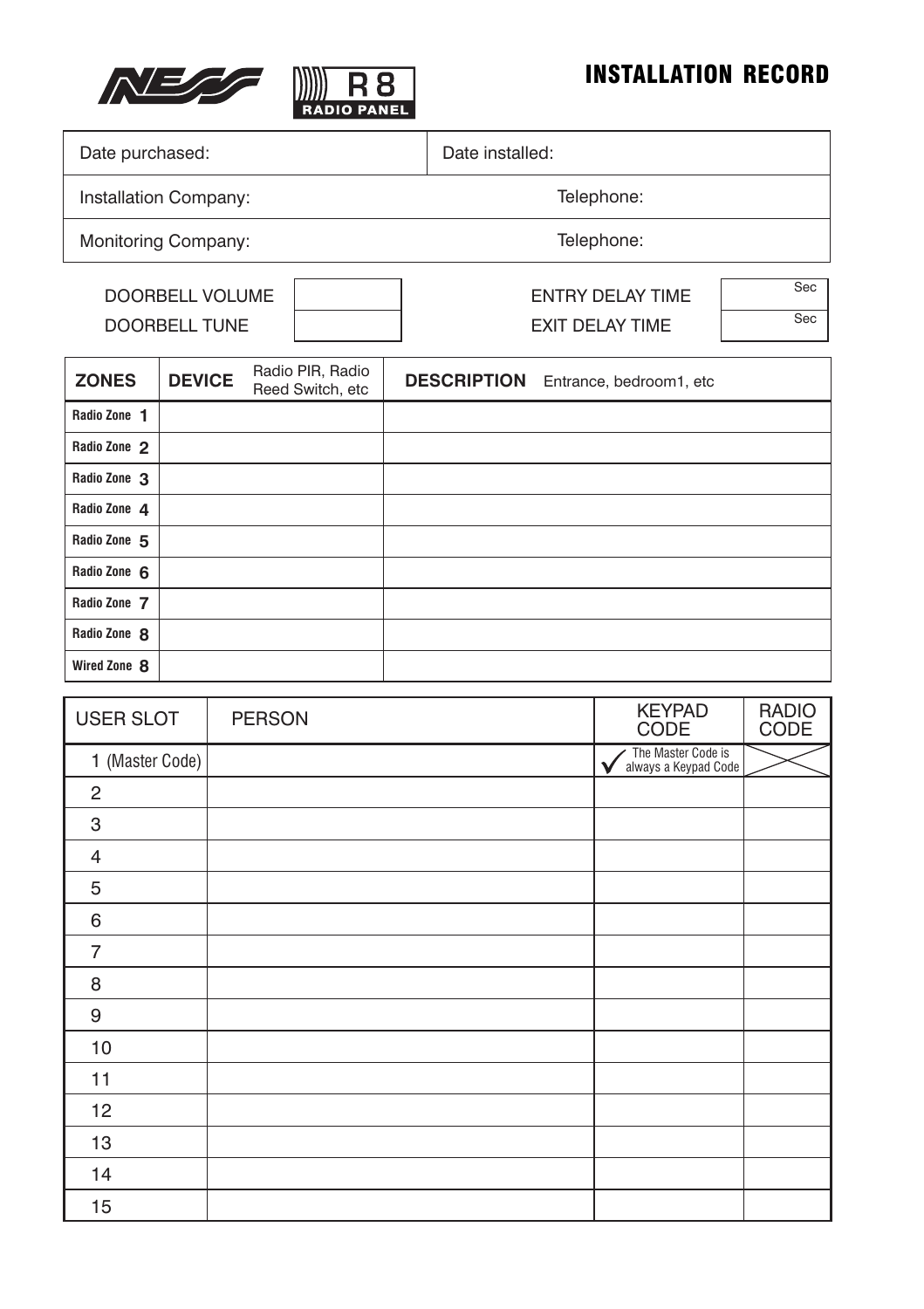NESS R8 RADIO PANEL

# INSTALLATION RECORD

| | |
|---|---|
| Date purchased: | Date installed: |
| Installation Company: | Telephone: |
| Monitoring Company: | Telephone: |

| | | | |
|---|---|---|---|
| DOORBELL VOLUME | | ENTRY DELAY TIME | Sec |
| DOORBELL TUNE | | EXIT DELAY TIME | Sec |

| ZONES | DEVICE Radio PIR, Radio Reed Switch, etc | DESCRIPTION Entrance, bedroom1, etc |
|---|---|---|
| Radio Zone 1 | | |
| Radio Zone 2 | | |
| Radio Zone 3 | | |
| Radio Zone 4 | | |
| Radio Zone 5 | | |
| Radio Zone 6 | | |
| Radio Zone 7 | | |
| Radio Zone 8 | | |
| Wired Zone 8 | | |

| USER SLOT | PERSON | KEYPAD CODE | RADIO CODE |
|---|---|---|---|
| 1 (Master Code) | | ✓ The Master Code is always a Keypad Code | |
| 2 | | | |
| 3 | | | |
| 4 | | | |
| 5 | | | |
| 6 | | | |
| 7 | | | |
| 8 | | | |
| 9 | | | |
| 10 | | | |
| 11 | | | |
| 12 | | | |
| 13 | | | |
| 14 | | | |
| 15 | | | |